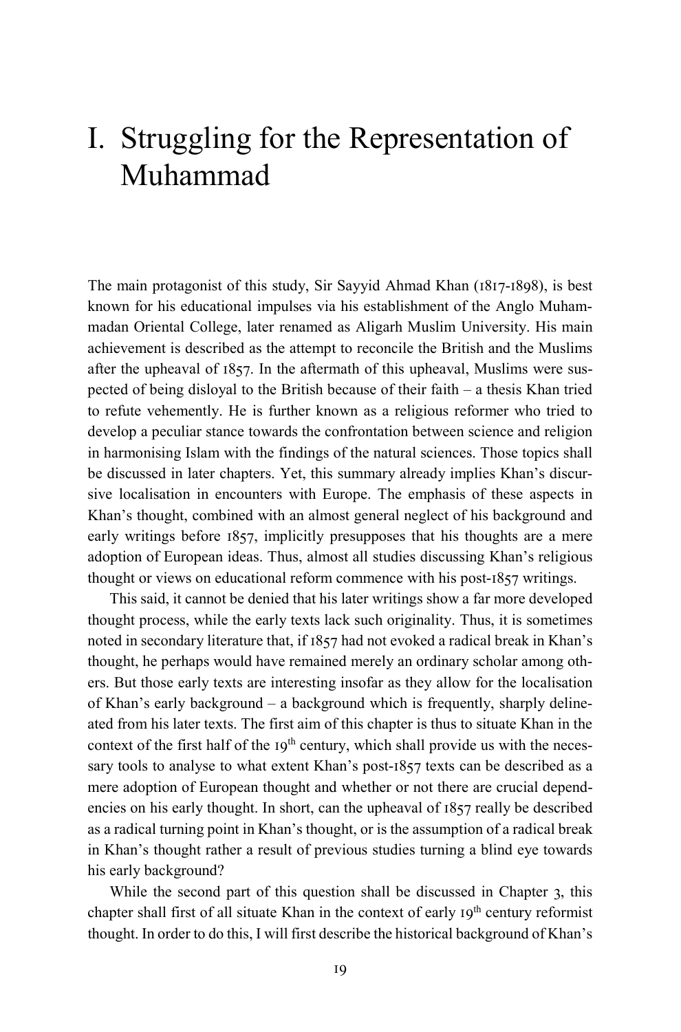# I. Struggling for the Representation of Muhammad

The main protagonist of this study, Sir Sayyid Ahmad Khan (1817-1898), is best known for his educational impulses via his establishment of the Anglo Muhammadan Oriental College, later renamed as Aligarh Muslim University. His main achievement is described as the attempt to reconcile the British and the Muslims after the upheaval of 1857. In the aftermath of this upheaval, Muslims were suspected of being disloyal to the British because of their faith – a thesis Khan tried to refute vehemently. He is further known as a religious reformer who tried to develop a peculiar stance towards the confrontation between science and religion in harmonising Islam with the findings of the natural sciences. Those topics shall be discussed in later chapters. Yet, this summary already implies Khan's discursive localisation in encounters with Europe. The emphasis of these aspects in Khan's thought, combined with an almost general neglect of his background and early writings before 1857, implicitly presupposes that his thoughts are a mere adoption of European ideas. Thus, almost all studies discussing Khan's religious thought or views on educational reform commence with his post-1857 writings.

This said, it cannot be denied that his later writings show a far more developed thought process, while the early texts lack such originality. Thus, it is sometimes noted in secondary literature that, if 1857 had not evoked a radical break in Khan's thought, he perhaps would have remained merely an ordinary scholar among others. But those early texts are interesting insofar as they allow for the localisation of Khan's early background – a background which is frequently, sharply delineated from his later texts. The first aim of this chapter is thus to situate Khan in the context of the first half of the 19th century, which shall provide us with the necessary tools to analyse to what extent Khan's post-1857 texts can be described as a mere adoption of European thought and whether or not there are crucial dependencies on his early thought. In short, can the upheaval of 1857 really be described as a radical turning point in Khan's thought, or is the assumption of a radical break in Khan's thought rather a result of previous studies turning a blind eye towards his early background?

While the second part of this question shall be discussed in Chapter 3, this chapter shall first of all situate Khan in the context of early 19th century reformist thought. In order to do this, I will first describe the historical background of Khan's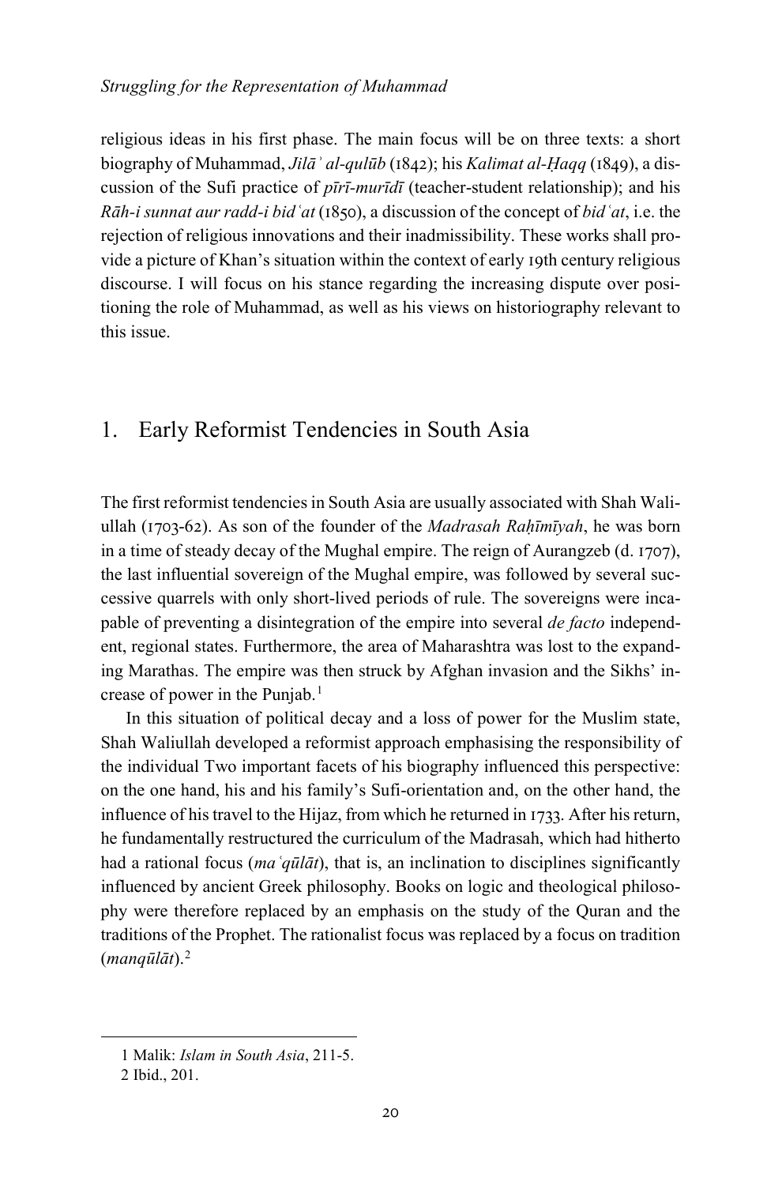religious ideas in his first phase. The main focus will be on three texts: a short biography of Muhammad, *Jilāʾ al-qulūb* (1842); his *Kalimat al-Ḥaqq* (1849), a discussion of the Sufi practice of *pīrī-murīdī* (teacher-student relationship); and his *Rāh-i sunnat aur radd-i bidʿat* (1850), a discussion of the concept of *bidʿat*, i.e. the rejection of religious innovations and their inadmissibility. These works shall provide a picture of Khan's situation within the context of early 19th century religious discourse. I will focus on his stance regarding the increasing dispute over positioning the role of Muhammad, as well as his views on historiography relevant to this issue.

## 1. Early Reformist Tendencies in South Asia

The first reformist tendencies in South Asia are usually associated with Shah Waliullah (1703-62). As son of the founder of the *Madrasah Raḥīmīyah*, he was born in a time of steady decay of the Mughal empire. The reign of Aurangzeb (d. 1707), the last influential sovereign of the Mughal empire, was followed by several successive quarrels with only short-lived periods of rule. The sovereigns were incapable of preventing a disintegration of the empire into several *de facto* independent, regional states. Furthermore, the area of Maharashtra was lost to the expanding Marathas. The empire was then struck by Afghan invasion and the Sikhs' increase of power in the Punjab.[1]

In this situation of political decay and a loss of power for the Muslim state, Shah Waliullah developed a reformist approach emphasising the responsibility of the individual Two important facets of his biography influenced this perspective: on the one hand, his and his family's Sufi-orientation and, on the other hand, the influence of his travel to the Hijaz, from which he returned in 1733. After his return, he fundamentally restructured the curriculum of the Madrasah, which had hitherto had a rational focus (*maʿqūlāt*), that is, an inclination to disciplines significantly influenced by ancient Greek philosophy. Books on logic and theological philosophy were therefore replaced by an emphasis on the study of the Quran and the traditions of the Prophet. The rationalist focus was replaced by a focus on tradition (*manqūlāt*).[2]

1 Malik: *Islam in South Asia*, 211-5.

2 Ibid., 201.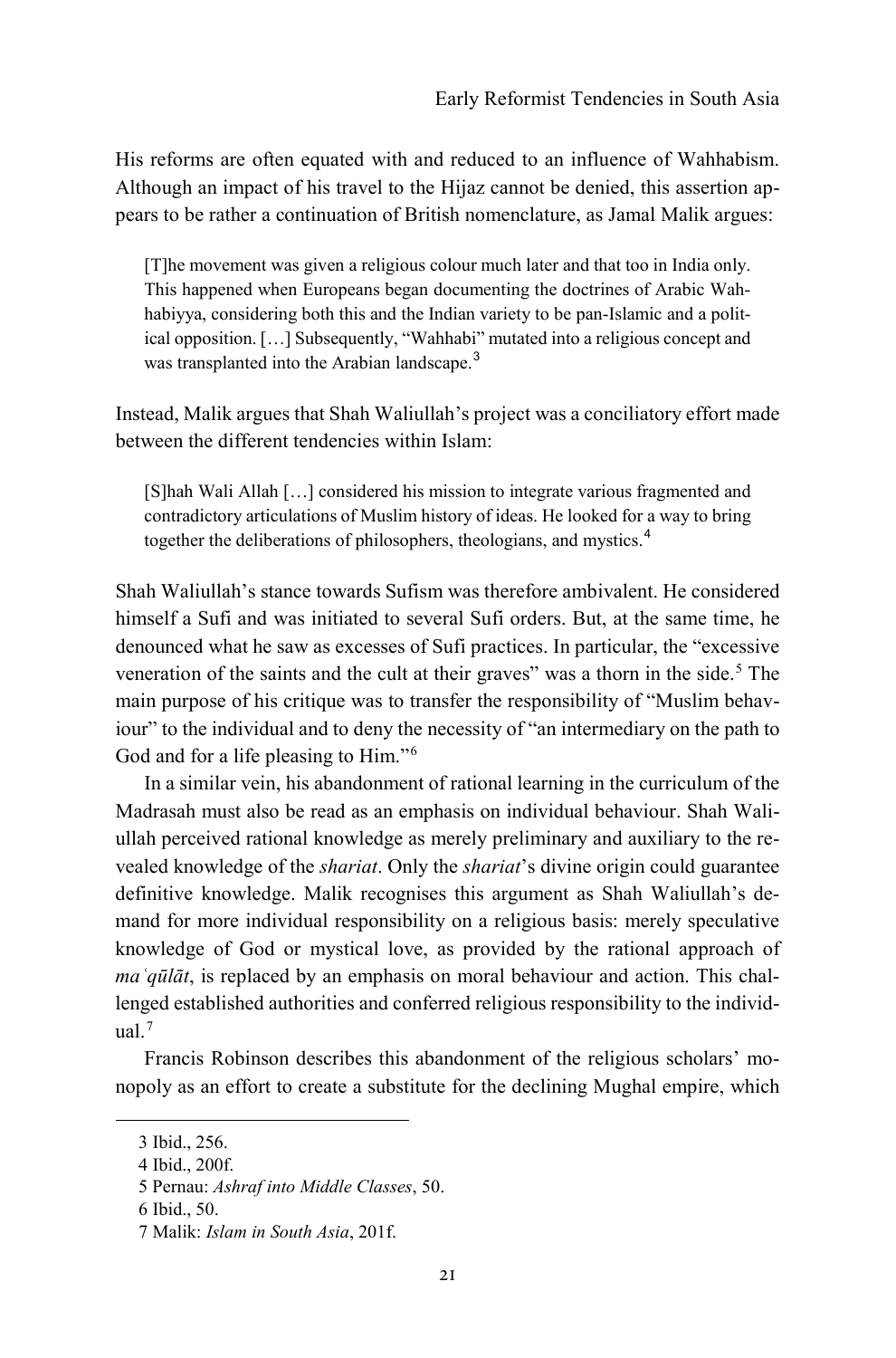His reforms are often equated with and reduced to an influence of Wahhabism. Although an impact of his travel to the Hijaz cannot be denied, this assertion appears to be rather a continuation of British nomenclature, as Jamal Malik argues:

> [T]he movement was given a religious colour much later and that too in India only. This happened when Europeans began documenting the doctrines of Arabic Wahhabiyya, considering both this and the Indian variety to be pan-Islamic and a political opposition. […] Subsequently, "Wahhabi" mutated into a religious concept and was transplanted into the Arabian landscape.[3]

Instead, Malik argues that Shah Waliullah's project was a conciliatory effort made between the different tendencies within Islam:

> [S]hah Wali Allah […] considered his mission to integrate various fragmented and contradictory articulations of Muslim history of ideas. He looked for a way to bring together the deliberations of philosophers, theologians, and mystics.[4]

Shah Waliullah's stance towards Sufism was therefore ambivalent. He considered himself a Sufi and was initiated to several Sufi orders. But, at the same time, he denounced what he saw as excesses of Sufi practices. In particular, the "excessive veneration of the saints and the cult at their graves" was a thorn in the side.[5] The main purpose of his critique was to transfer the responsibility of "Muslim behaviour" to the individual and to deny the necessity of "an intermediary on the path to God and for a life pleasing to Him."[6]

In a similar vein, his abandonment of rational learning in the curriculum of the Madrasah must also be read as an emphasis on individual behaviour. Shah Waliullah perceived rational knowledge as merely preliminary and auxiliary to the revealed knowledge of the *shariat*. Only the *shariat*'s divine origin could guarantee definitive knowledge. Malik recognises this argument as Shah Waliullah's demand for more individual responsibility on a religious basis: merely speculative knowledge of God or mystical love, as provided by the rational approach of *maʿqūlāt*, is replaced by an emphasis on moral behaviour and action. This challenged established authorities and conferred religious responsibility to the individual.[7]

Francis Robinson describes this abandonment of the religious scholars' monopoly as an effort to create a substitute for the declining Mughal empire, which

---

3 Ibid., 256.

4 Ibid., 200f.

5 Pernau: *Ashraf into Middle Classes*, 50.

6 Ibid., 50.

7 Malik: *Islam in South Asia*, 201f.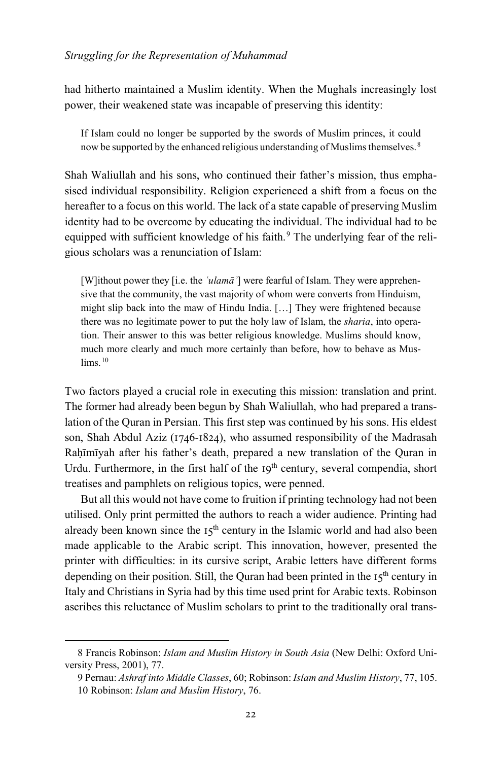had hitherto maintained a Muslim identity. When the Mughals increasingly lost power, their weakened state was incapable of preserving this identity:

> If Islam could no longer be supported by the swords of Muslim princes, it could now be supported by the enhanced religious understanding of Muslims themselves.[8]

Shah Waliullah and his sons, who continued their father's mission, thus emphasised individual responsibility. Religion experienced a shift from a focus on the hereafter to a focus on this world. The lack of a state capable of preserving Muslim identity had to be overcome by educating the individual. The individual had to be equipped with sufficient knowledge of his faith.[9] The underlying fear of the religious scholars was a renunciation of Islam:

> [W]ithout power they [i.e. the *ʿulamāʾ*] were fearful of Islam. They were apprehensive that the community, the vast majority of whom were converts from Hinduism, might slip back into the maw of Hindu India. […] They were frightened because there was no legitimate power to put the holy law of Islam, the *sharia*, into operation. Their answer to this was better religious knowledge. Muslims should know, much more clearly and much more certainly than before, how to behave as Muslims.[10]

Two factors played a crucial role in executing this mission: translation and print. The former had already been begun by Shah Waliullah, who had prepared a translation of the Quran in Persian. This first step was continued by his sons. His eldest son, Shah Abdul Aziz (1746-1824), who assumed responsibility of the Madrasah Raḥīmīyah after his father's death, prepared a new translation of the Quran in Urdu. Furthermore, in the first half of the 19th century, several compendia, short treatises and pamphlets on religious topics, were penned.

But all this would not have come to fruition if printing technology had not been utilised. Only print permitted the authors to reach a wider audience. Printing had already been known since the 15th century in the Islamic world and had also been made applicable to the Arabic script. This innovation, however, presented the printer with difficulties: in its cursive script, Arabic letters have different forms depending on their position. Still, the Quran had been printed in the 15th century in Italy and Christians in Syria had by this time used print for Arabic texts. Robinson ascribes this reluctance of Muslim scholars to print to the traditionally oral trans-

---

8 Francis Robinson: *Islam and Muslim History in South Asia* (New Delhi: Oxford University Press, 2001), 77.

9 Pernau: *Ashraf into Middle Classes*, 60; Robinson: *Islam and Muslim History*, 77, 105.

10 Robinson: *Islam and Muslim History*, 76.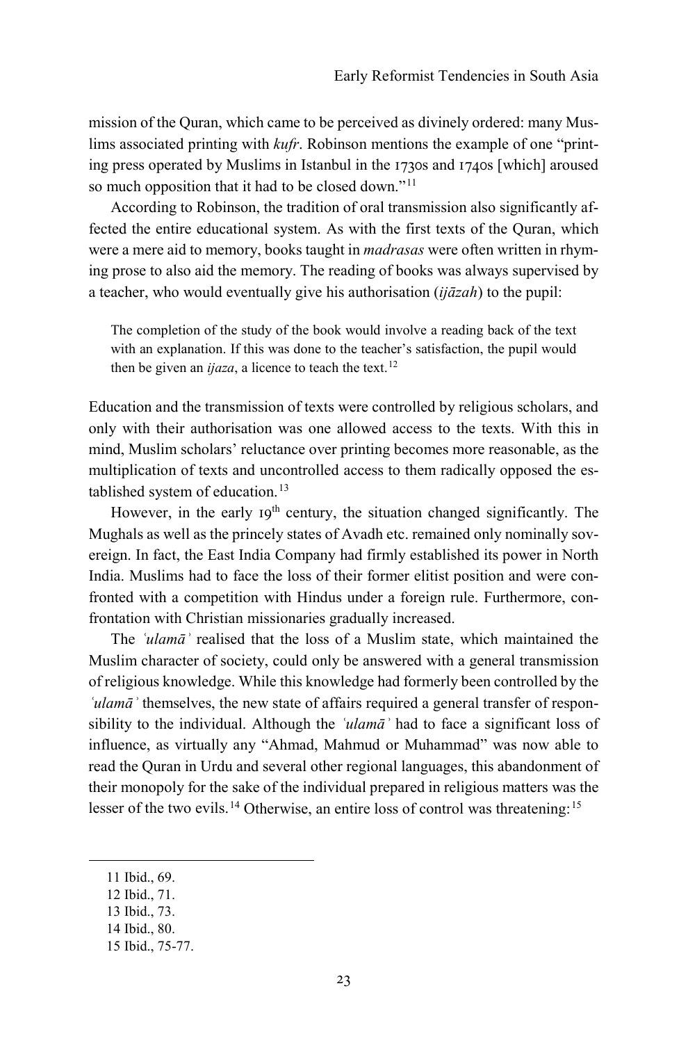mission of the Quran, which came to be perceived as divinely ordered: many Muslims associated printing with *kufr*. Robinson mentions the example of one "printing press operated by Muslims in Istanbul in the 1730s and 1740s [which] aroused so much opposition that it had to be closed down."[11]

According to Robinson, the tradition of oral transmission also significantly affected the entire educational system. As with the first texts of the Quran, which were a mere aid to memory, books taught in *madrasas* were often written in rhyming prose to also aid the memory. The reading of books was always supervised by a teacher, who would eventually give his authorisation (*ijāzah*) to the pupil:

> The completion of the study of the book would involve a reading back of the text with an explanation. If this was done to the teacher's satisfaction, the pupil would then be given an *ijaza*, a licence to teach the text.[12]

Education and the transmission of texts were controlled by religious scholars, and only with their authorisation was one allowed access to the texts. With this in mind, Muslim scholars' reluctance over printing becomes more reasonable, as the multiplication of texts and uncontrolled access to them radically opposed the established system of education.[13]

However, in the early 19th century, the situation changed significantly. The Mughals as well as the princely states of Avadh etc. remained only nominally sovereign. In fact, the East India Company had firmly established its power in North India. Muslims had to face the loss of their former elitist position and were confronted with a competition with Hindus under a foreign rule. Furthermore, confrontation with Christian missionaries gradually increased.

The *ʿulamāʾ* realised that the loss of a Muslim state, which maintained the Muslim character of society, could only be answered with a general transmission of religious knowledge. While this knowledge had formerly been controlled by the *ʿulamāʾ* themselves, the new state of affairs required a general transfer of responsibility to the individual. Although the *ʿulamāʾ* had to face a significant loss of influence, as virtually any "Ahmad, Mahmud or Muhammad" was now able to read the Quran in Urdu and several other regional languages, this abandonment of their monopoly for the sake of the individual prepared in religious matters was the lesser of the two evils.[14] Otherwise, an entire loss of control was threatening:[15]

---

11 Ibid., 69.

12 Ibid., 71.

13 Ibid., 73.

14 Ibid., 80.

15 Ibid., 75-77.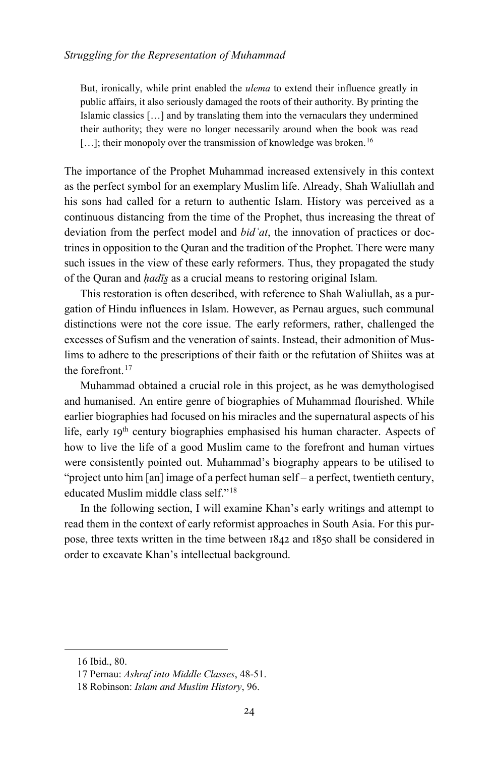> But, ironically, while print enabled the *ulema* to extend their influence greatly in public affairs, it also seriously damaged the roots of their authority. By printing the Islamic classics […] and by translating them into the vernaculars they undermined their authority; they were no longer necessarily around when the book was read […]; their monopoly over the transmission of knowledge was broken.[16]

The importance of the Prophet Muhammad increased extensively in this context as the perfect symbol for an exemplary Muslim life. Already, Shah Waliullah and his sons had called for a return to authentic Islam. History was perceived as a continuous distancing from the time of the Prophet, thus increasing the threat of deviation from the perfect model and *bidʿat*, the innovation of practices or doctrines in opposition to the Quran and the tradition of the Prophet. There were many such issues in the view of these early reformers. Thus, they propagated the study of the Quran and *ḥadīs̱* as a crucial means to restoring original Islam.

This restoration is often described, with reference to Shah Waliullah, as a purgation of Hindu influences in Islam. However, as Pernau argues, such communal distinctions were not the core issue. The early reformers, rather, challenged the excesses of Sufism and the veneration of saints. Instead, their admonition of Muslims to adhere to the prescriptions of their faith or the refutation of Shiites was at the forefront.[17]

Muhammad obtained a crucial role in this project, as he was demythologised and humanised. An entire genre of biographies of Muhammad flourished. While earlier biographies had focused on his miracles and the supernatural aspects of his life, early 19th century biographies emphasised his human character. Aspects of how to live the life of a good Muslim came to the forefront and human virtues were consistently pointed out. Muhammad's biography appears to be utilised to "project unto him [an] image of a perfect human self – a perfect, twentieth century, educated Muslim middle class self."[18]

In the following section, I will examine Khan's early writings and attempt to read them in the context of early reformist approaches in South Asia. For this purpose, three texts written in the time between 1842 and 1850 shall be considered in order to excavate Khan's intellectual background.

16 Ibid., 80.

17 Pernau: *Ashraf into Middle Classes*, 48-51.

18 Robinson: *Islam and Muslim History*, 96.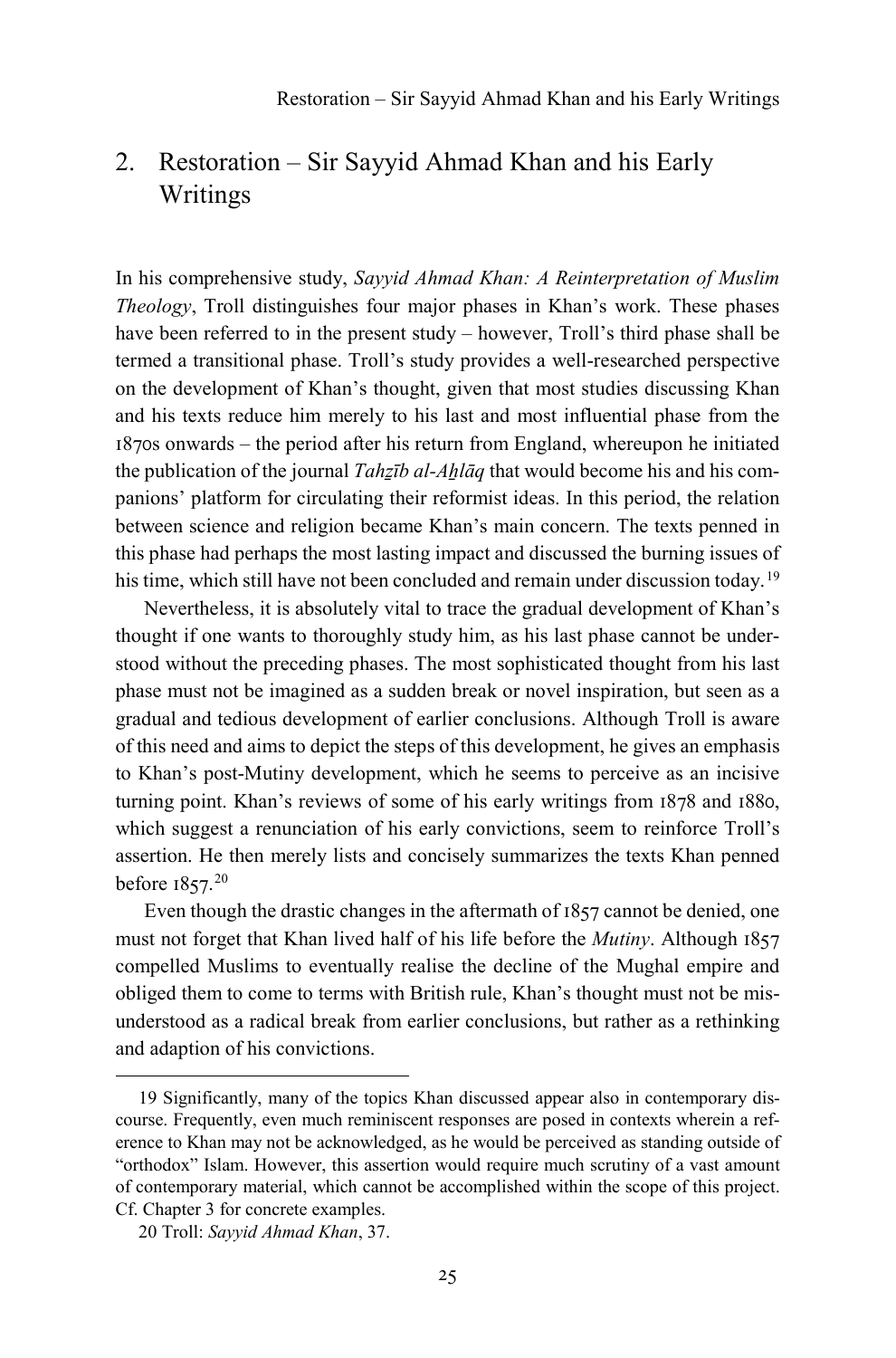## 2. Restoration – Sir Sayyid Ahmad Khan and his Early Writings

In his comprehensive study, *Sayyid Ahmad Khan: A Reinterpretation of Muslim Theology*, Troll distinguishes four major phases in Khan's work. These phases have been referred to in the present study – however, Troll's third phase shall be termed a transitional phase. Troll's study provides a well-researched perspective on the development of Khan's thought, given that most studies discussing Khan and his texts reduce him merely to his last and most influential phase from the 1870s onwards – the period after his return from England, whereupon he initiated the publication of the journal *Tahẕīb al-Aḫlāq* that would become his and his companions' platform for circulating their reformist ideas. In this period, the relation between science and religion became Khan's main concern. The texts penned in this phase had perhaps the most lasting impact and discussed the burning issues of his time, which still have not been concluded and remain under discussion today.[19]

Nevertheless, it is absolutely vital to trace the gradual development of Khan's thought if one wants to thoroughly study him, as his last phase cannot be understood without the preceding phases. The most sophisticated thought from his last phase must not be imagined as a sudden break or novel inspiration, but seen as a gradual and tedious development of earlier conclusions. Although Troll is aware of this need and aims to depict the steps of this development, he gives an emphasis to Khan's post-Mutiny development, which he seems to perceive as an incisive turning point. Khan's reviews of some of his early writings from 1878 and 1880, which suggest a renunciation of his early convictions, seem to reinforce Troll's assertion. He then merely lists and concisely summarizes the texts Khan penned before 1857.[20]

Even though the drastic changes in the aftermath of 1857 cannot be denied, one must not forget that Khan lived half of his life before the *Mutiny*. Although 1857 compelled Muslims to eventually realise the decline of the Mughal empire and obliged them to come to terms with British rule, Khan's thought must not be misunderstood as a radical break from earlier conclusions, but rather as a rethinking and adaption of his convictions.

---

19 Significantly, many of the topics Khan discussed appear also in contemporary discourse. Frequently, even much reminiscent responses are posed in contexts wherein a reference to Khan may not be acknowledged, as he would be perceived as standing outside of "orthodox" Islam. However, this assertion would require much scrutiny of a vast amount of contemporary material, which cannot be accomplished within the scope of this project. Cf. Chapter 3 for concrete examples.

20 Troll: *Sayyid Ahmad Khan*, 37.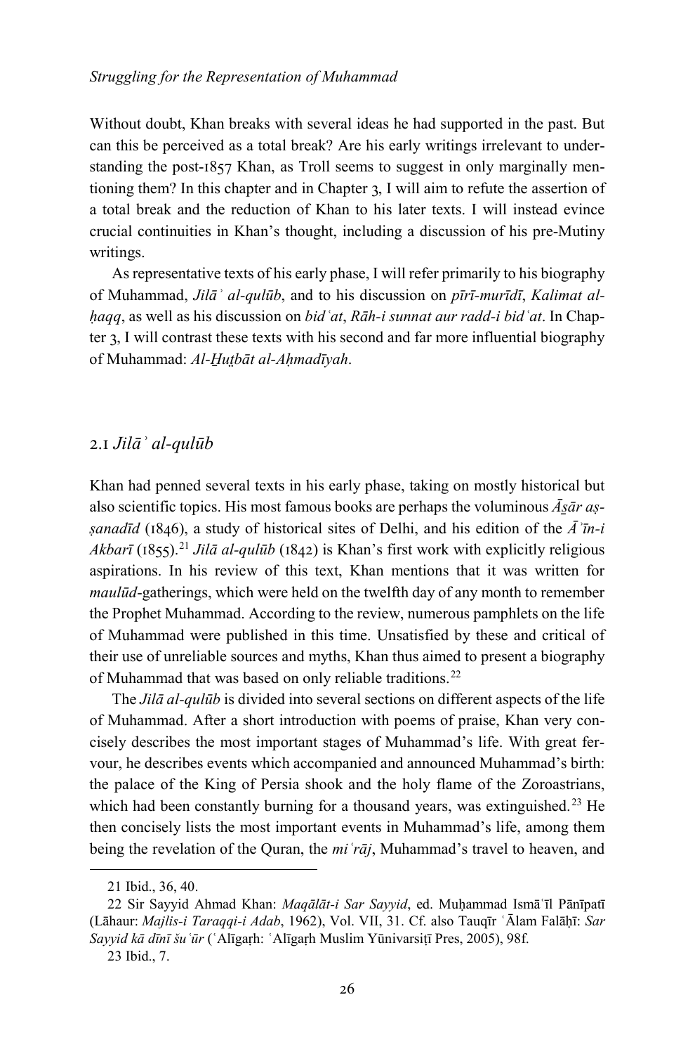Without doubt, Khan breaks with several ideas he had supported in the past. But can this be perceived as a total break? Are his early writings irrelevant to understanding the post-1857 Khan, as Troll seems to suggest in only marginally mentioning them? In this chapter and in Chapter 3, I will aim to refute the assertion of a total break and the reduction of Khan to his later texts. I will instead evince crucial continuities in Khan's thought, including a discussion of his pre-Mutiny writings.

As representative texts of his early phase, I will refer primarily to his biography of Muhammad, *Jilāʾ al-qulūb*, and to his discussion on *pīrī-murīdī*, *Kalimat al-ḥaqq*, as well as his discussion on *bidʿat*, *Rāh-i sunnat aur radd-i bidʿat*. In Chapter 3, I will contrast these texts with his second and far more influential biography of Muhammad: *Al-Ḫuṭbāt al-Aḥmadīyah*.

## 2.1 *Jilāʾ al-qulūb*

Khan had penned several texts in his early phase, taking on mostly historical but also scientific topics. His most famous books are perhaps the voluminous *Āṯār aṣ-ṣanadīd* (1846), a study of historical sites of Delhi, and his edition of the *Āʾīn-i Akbarī* (1855).[21] *Jilā al-qulūb* (1842) is Khan's first work with explicitly religious aspirations. In his review of this text, Khan mentions that it was written for *maulūd*-gatherings, which were held on the twelfth day of any month to remember the Prophet Muhammad. According to the review, numerous pamphlets on the life of Muhammad were published in this time. Unsatisfied by these and critical of their use of unreliable sources and myths, Khan thus aimed to present a biography of Muhammad that was based on only reliable traditions.[22]

The *Jilā al-qulūb* is divided into several sections on different aspects of the life of Muhammad. After a short introduction with poems of praise, Khan very concisely describes the most important stages of Muhammad's life. With great fervour, he describes events which accompanied and announced Muhammad's birth: the palace of the King of Persia shook and the holy flame of the Zoroastrians, which had been constantly burning for a thousand years, was extinguished.[23] He then concisely lists the most important events in Muhammad's life, among them being the revelation of the Quran, the *miʿrāj*, Muhammad's travel to heaven, and

---

21 Ibid., 36, 40.

22 Sir Sayyid Ahmad Khan: *Maqālāt-i Sar Sayyid*, ed. Muḥammad Ismāʿīl Pānīpatī (Lāhaur: *Majlis-i Taraqqi-i Adab*, 1962), Vol. VII, 31. Cf. also Tauqīr ʿĀlam Falāḥī: *Sar Sayyid kā dīnī šuʿūr* (ʿAlīgaṛh: ʿAlīgaṛh Muslim Yūnivarsiṭī Pres, 2005), 98f.

23 Ibid., 7.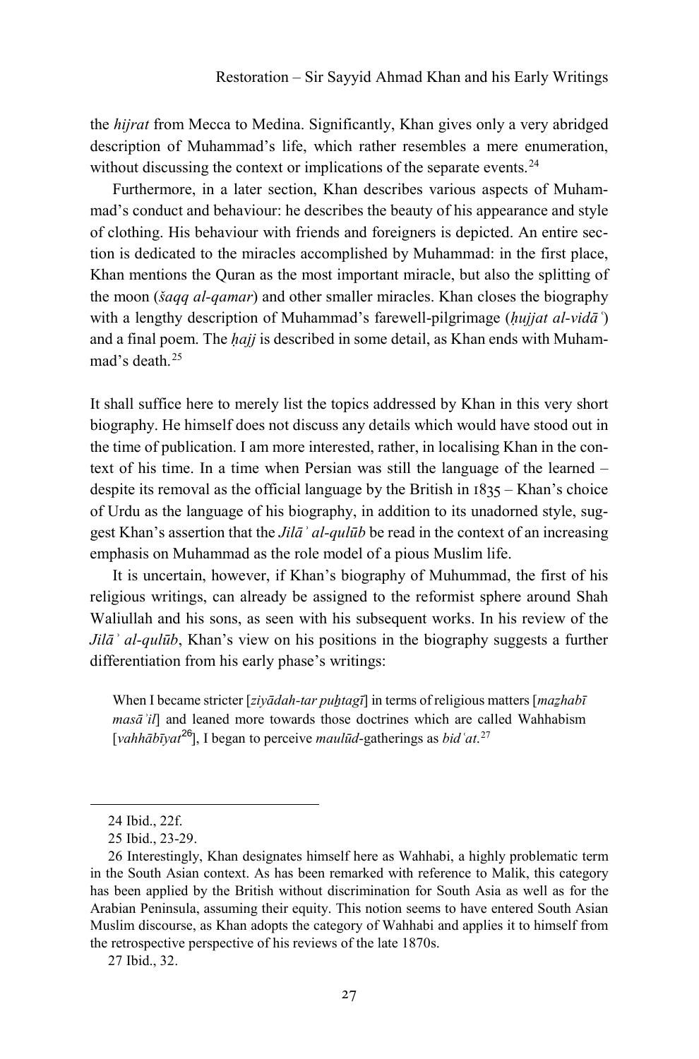the *hijrat* from Mecca to Medina. Significantly, Khan gives only a very abridged description of Muhammad's life, which rather resembles a mere enumeration, without discussing the context or implications of the separate events.[24]

Furthermore, in a later section, Khan describes various aspects of Muhammad's conduct and behaviour: he describes the beauty of his appearance and style of clothing. His behaviour with friends and foreigners is depicted. An entire section is dedicated to the miracles accomplished by Muhammad: in the first place, Khan mentions the Quran as the most important miracle, but also the splitting of the moon (*šaqq al-qamar*) and other smaller miracles. Khan closes the biography with a lengthy description of Muhammad's farewell-pilgrimage (*ḥujjat al-vidāʿ*) and a final poem. The *ḥajj* is described in some detail, as Khan ends with Muhammad's death.[25]

It shall suffice here to merely list the topics addressed by Khan in this very short biography. He himself does not discuss any details which would have stood out in the time of publication. I am more interested, rather, in localising Khan in the context of his time. In a time when Persian was still the language of the learned – despite its removal as the official language by the British in 1835 – Khan's choice of Urdu as the language of his biography, in addition to its unadorned style, suggest Khan's assertion that the *Jilāʾ al-qulūb* be read in the context of an increasing emphasis on Muhammad as the role model of a pious Muslim life.

It is uncertain, however, if Khan's biography of Muhummad, the first of his religious writings, can already be assigned to the reformist sphere around Shah Waliullah and his sons, as seen with his subsequent works. In his review of the *Jilāʾ al-qulūb*, Khan's view on his positions in the biography suggests a further differentiation from his early phase's writings:

> When I became stricter [*ziyādah-tar puḫtagī*] in terms of religious matters [*maẕhabī masāʾil*] and leaned more towards those doctrines which are called Wahhabism [*vahhābīyat*[26]], I began to perceive *maulūd*-gatherings as *bidʿat*.[27]

---

24 Ibid., 22f.

25 Ibid., 23-29.

26 Interestingly, Khan designates himself here as Wahhabi, a highly problematic term in the South Asian context. As has been remarked with reference to Malik, this category has been applied by the British without discrimination for South Asia as well as for the Arabian Peninsula, assuming their equity. This notion seems to have entered South Asian Muslim discourse, as Khan adopts the category of Wahhabi and applies it to himself from the retrospective perspective of his reviews of the late 1870s.

27 Ibid., 32.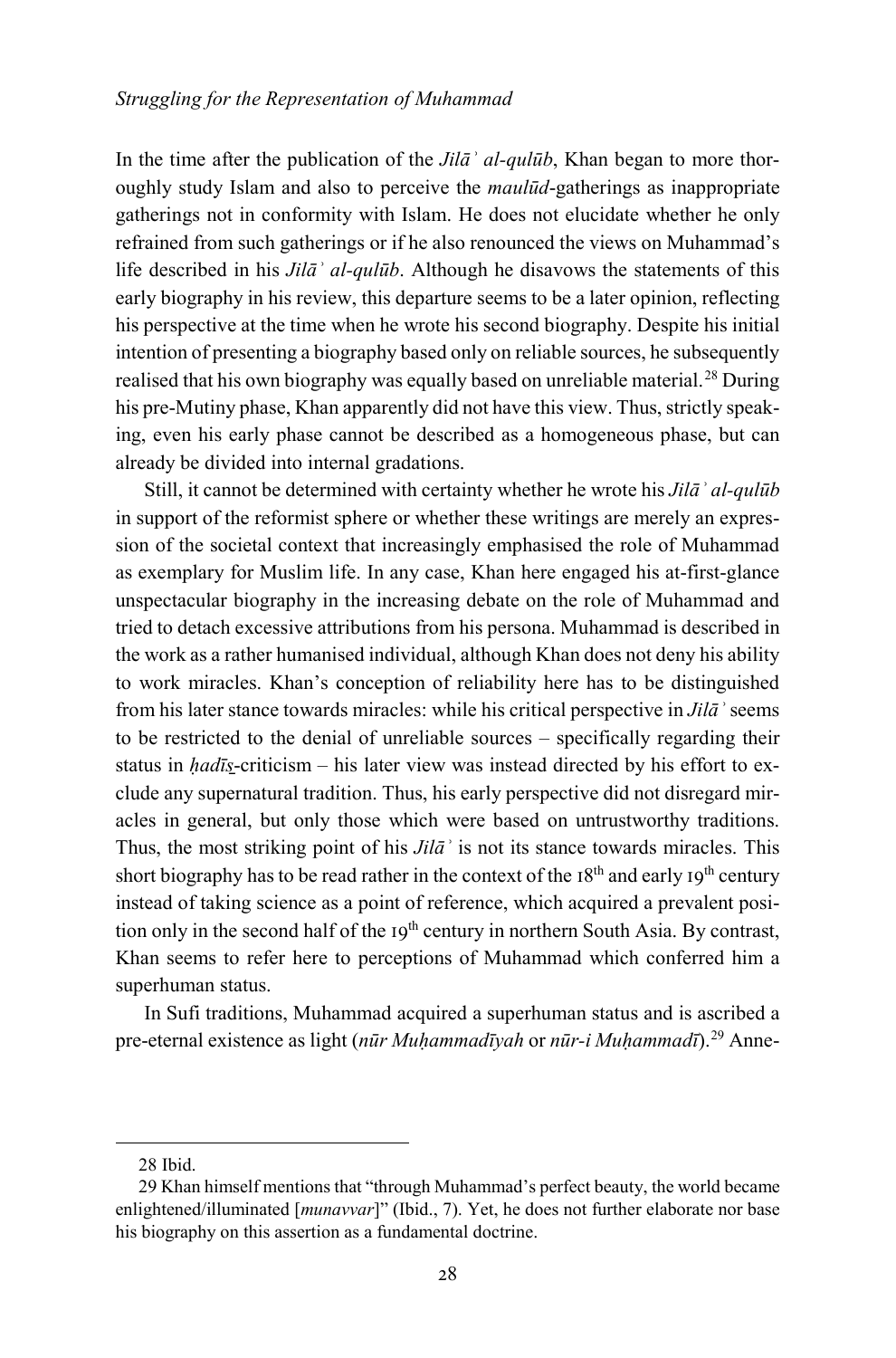In the time after the publication of the *Jilāʾ al-qulūb*, Khan began to more thoroughly study Islam and also to perceive the *maulūd*-gatherings as inappropriate gatherings not in conformity with Islam. He does not elucidate whether he only refrained from such gatherings or if he also renounced the views on Muhammad's life described in his *Jilāʾ al-qulūb*. Although he disavows the statements of this early biography in his review, this departure seems to be a later opinion, reflecting his perspective at the time when he wrote his second biography. Despite his initial intention of presenting a biography based only on reliable sources, he subsequently realised that his own biography was equally based on unreliable material.[28] During his pre-Mutiny phase, Khan apparently did not have this view. Thus, strictly speaking, even his early phase cannot be described as a homogeneous phase, but can already be divided into internal gradations.

Still, it cannot be determined with certainty whether he wrote his *Jilāʾ al-qulūb* in support of the reformist sphere or whether these writings are merely an expression of the societal context that increasingly emphasised the role of Muhammad as exemplary for Muslim life. In any case, Khan here engaged his at-first-glance unspectacular biography in the increasing debate on the role of Muhammad and tried to detach excessive attributions from his persona. Muhammad is described in the work as a rather humanised individual, although Khan does not deny his ability to work miracles. Khan's conception of reliability here has to be distinguished from his later stance towards miracles: while his critical perspective in *Jilāʾ* seems to be restricted to the denial of unreliable sources – specifically regarding their status in *ḥadīs̱*-criticism – his later view was instead directed by his effort to exclude any supernatural tradition. Thus, his early perspective did not disregard miracles in general, but only those which were based on untrustworthy traditions. Thus, the most striking point of his *Jilāʾ* is not its stance towards miracles. This short biography has to be read rather in the context of the 18th and early 19th century instead of taking science as a point of reference, which acquired a prevalent position only in the second half of the 19th century in northern South Asia. By contrast, Khan seems to refer here to perceptions of Muhammad which conferred him a superhuman status.

In Sufi traditions, Muhammad acquired a superhuman status and is ascribed a pre-eternal existence as light (*nūr Muḥammadīyah* or *nūr-i Muḥammadī*).[29] Anne-

---

28 Ibid.

29 Khan himself mentions that "through Muhammad's perfect beauty, the world became enlightened/illuminated [*munavvar*]" (Ibid., 7). Yet, he does not further elaborate nor base his biography on this assertion as a fundamental doctrine.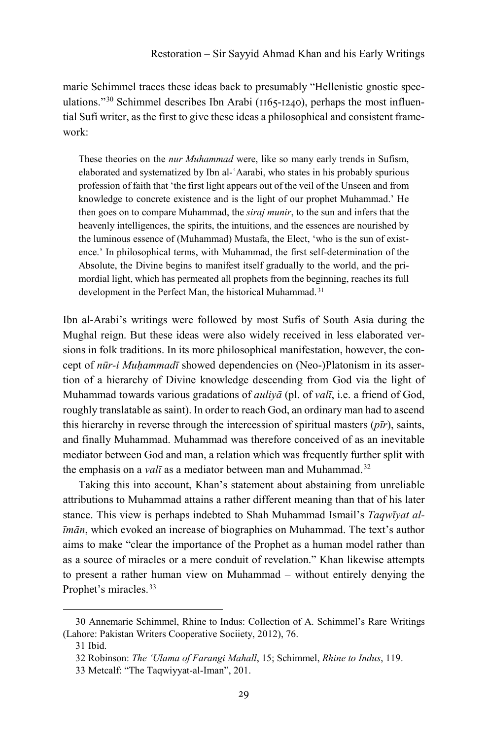marie Schimmel traces these ideas back to presumably "Hellenistic gnostic speculations."[30] Schimmel describes Ibn Arabi (1165-1240), perhaps the most influential Sufi writer, as the first to give these ideas a philosophical and consistent framework:

> These theories on the *nur Muhammad* were, like so many early trends in Sufism, elaborated and systematized by Ibn al-ʿAarabi, who states in his probably spurious profession of faith that 'the first light appears out of the veil of the Unseen and from knowledge to concrete existence and is the light of our prophet Muhammad.' He then goes on to compare Muhammad, the *siraj munir*, to the sun and infers that the heavenly intelligences, the spirits, the intuitions, and the essences are nourished by the luminous essence of (Muhammad) Mustafa, the Elect, 'who is the sun of existence.' In philosophical terms, with Muhammad, the first self-determination of the Absolute, the Divine begins to manifest itself gradually to the world, and the primordial light, which has permeated all prophets from the beginning, reaches its full development in the Perfect Man, the historical Muhammad.[31]

Ibn al-Arabi's writings were followed by most Sufis of South Asia during the Mughal reign. But these ideas were also widely received in less elaborated versions in folk traditions. In its more philosophical manifestation, however, the concept of *nūr-i Muḥammadī* showed dependencies on (Neo-)Platonism in its assertion of a hierarchy of Divine knowledge descending from God via the light of Muhammad towards various gradations of *auliyā* (pl. of *valī*, i.e. a friend of God, roughly translatable as saint). In order to reach God, an ordinary man had to ascend this hierarchy in reverse through the intercession of spiritual masters (*pīr*), saints, and finally Muhammad. Muhammad was therefore conceived of as an inevitable mediator between God and man, a relation which was frequently further split with the emphasis on a *valī* as a mediator between man and Muhammad.[32]

Taking this into account, Khan's statement about abstaining from unreliable attributions to Muhammad attains a rather different meaning than that of his later stance. This view is perhaps indebted to Shah Muhammad Ismail's *Taqwīyat al-īmān*, which evoked an increase of biographies on Muhammad. The text's author aims to make "clear the importance of the Prophet as a human model rather than as a source of miracles or a mere conduit of revelation." Khan likewise attempts to present a rather human view on Muhammad – without entirely denying the Prophet's miracles.[33]

---

30 Annemarie Schimmel, Rhine to Indus: Collection of A. Schimmel's Rare Writings (Lahore: Pakistan Writers Cooperative Sociiety, 2012), 76.

31 Ibid.

32 Robinson: *The 'Ulama of Farangi Mahall*, 15; Schimmel, *Rhine to Indus*, 119.

33 Metcalf: "The Taqwiyyat-al-Iman", 201.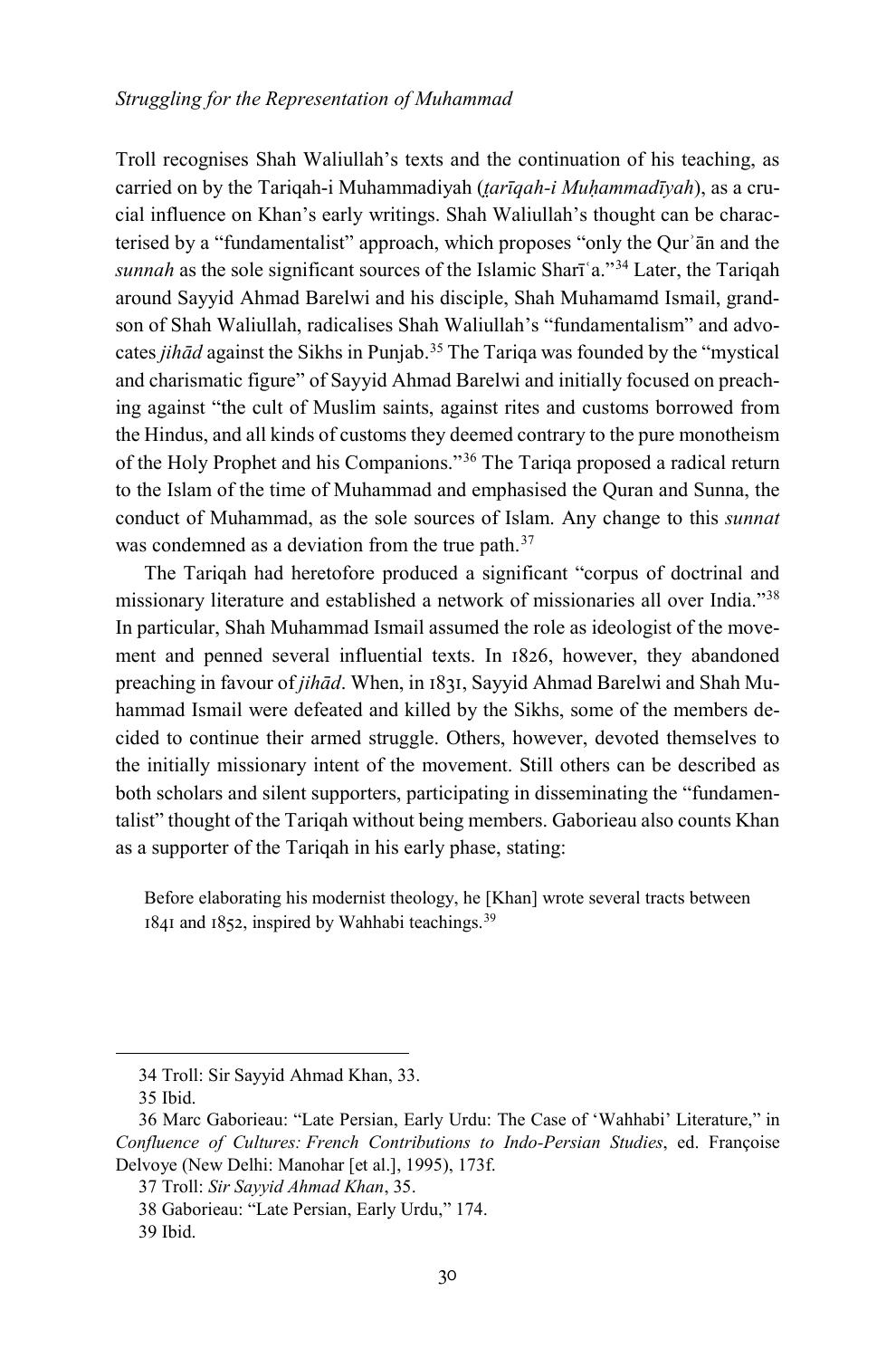Troll recognises Shah Waliullah's texts and the continuation of his teaching, as carried on by the Tariqah-i Muhammadiyah (*ṭarīqah-i Muḥammadīyah*), as a crucial influence on Khan's early writings. Shah Waliullah's thought can be characterised by a "fundamentalist" approach, which proposes "only the Qurʾān and the *sunnah* as the sole significant sources of the Islamic Sharīʿa."[34] Later, the Tariqah around Sayyid Ahmad Barelwi and his disciple, Shah Muhamamd Ismail, grandson of Shah Waliullah, radicalises Shah Waliullah's "fundamentalism" and advocates *jihād* against the Sikhs in Punjab.[35] The Tariqa was founded by the "mystical and charismatic figure" of Sayyid Ahmad Barelwi and initially focused on preaching against "the cult of Muslim saints, against rites and customs borrowed from the Hindus, and all kinds of customs they deemed contrary to the pure monotheism of the Holy Prophet and his Companions."[36] The Tariqa proposed a radical return to the Islam of the time of Muhammad and emphasised the Quran and Sunna, the conduct of Muhammad, as the sole sources of Islam. Any change to this *sunnat* was condemned as a deviation from the true path.[37]

The Tariqah had heretofore produced a significant "corpus of doctrinal and missionary literature and established a network of missionaries all over India."[38] In particular, Shah Muhammad Ismail assumed the role as ideologist of the movement and penned several influential texts. In 1826, however, they abandoned preaching in favour of *jihād*. When, in 1831, Sayyid Ahmad Barelwi and Shah Muhammad Ismail were defeated and killed by the Sikhs, some of the members decided to continue their armed struggle. Others, however, devoted themselves to the initially missionary intent of the movement. Still others can be described as both scholars and silent supporters, participating in disseminating the "fundamentalist" thought of the Tariqah without being members. Gaborieau also counts Khan as a supporter of the Tariqah in his early phase, stating:

> Before elaborating his modernist theology, he [Khan] wrote several tracts between 1841 and 1852, inspired by Wahhabi teachings.[39]

---

34 Troll: Sir Sayyid Ahmad Khan, 33.

35 Ibid.

36 Marc Gaborieau: "Late Persian, Early Urdu: The Case of 'Wahhabi' Literature," in *Confluence of Cultures: French Contributions to Indo-Persian Studies*, ed. Françoise Delvoye (New Delhi: Manohar [et al.], 1995), 173f.

37 Troll: *Sir Sayyid Ahmad Khan*, 35.

38 Gaborieau: "Late Persian, Early Urdu," 174.

39 Ibid.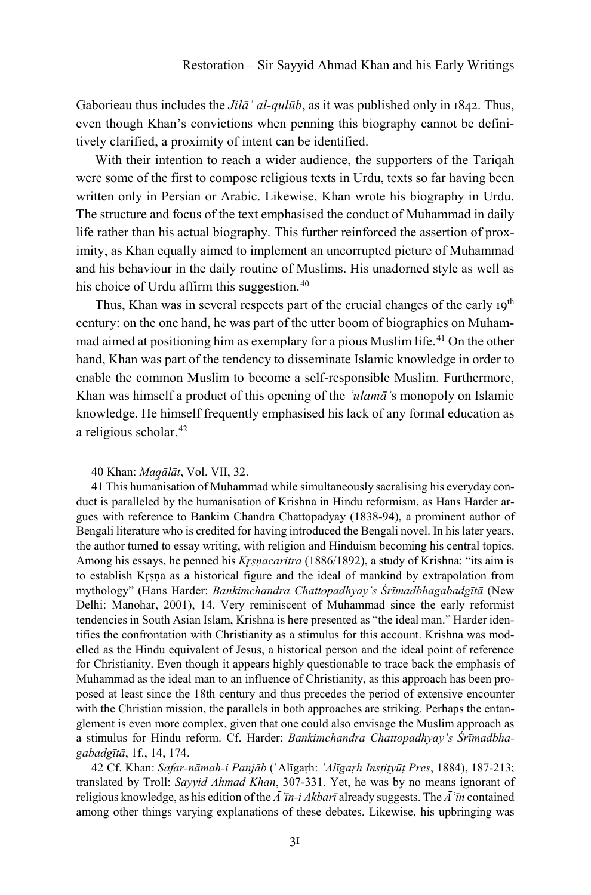Gaborieau thus includes the *Jilāʾ al-qulūb*, as it was published only in 1842. Thus, even though Khan's convictions when penning this biography cannot be definitively clarified, a proximity of intent can be identified.

With their intention to reach a wider audience, the supporters of the Tariqah were some of the first to compose religious texts in Urdu, texts so far having been written only in Persian or Arabic. Likewise, Khan wrote his biography in Urdu. The structure and focus of the text emphasised the conduct of Muhammad in daily life rather than his actual biography. This further reinforced the assertion of proximity, as Khan equally aimed to implement an uncorrupted picture of Muhammad and his behaviour in the daily routine of Muslims. His unadorned style as well as his choice of Urdu affirm this suggestion.[40]

Thus, Khan was in several respects part of the crucial changes of the early 19th century: on the one hand, he was part of the utter boom of biographies on Muhammad aimed at positioning him as exemplary for a pious Muslim life.[41] On the other hand, Khan was part of the tendency to disseminate Islamic knowledge in order to enable the common Muslim to become a self-responsible Muslim. Furthermore, Khan was himself a product of this opening of the *ʿulamāʾ*s monopoly on Islamic knowledge. He himself frequently emphasised his lack of any formal education as a religious scholar.[42]

---

40 Khan: *Maqālāt*, Vol. VII, 32.

41 This humanisation of Muhammad while simultaneously sacralising his everyday conduct is paralleled by the humanisation of Krishna in Hindu reformism, as Hans Harder argues with reference to Bankim Chandra Chattopadyay (1838-94), a prominent author of Bengali literature who is credited for having introduced the Bengali novel. In his later years, the author turned to essay writing, with religion and Hinduism becoming his central topics. Among his essays, he penned his *Kṛṣṇacaritra* (1886/1892), a study of Krishna: "its aim is to establish Kṛṣṇa as a historical figure and the ideal of mankind by extrapolation from mythology" (Hans Harder: *Bankimchandra Chattopadhyay's Śrīmadbhagabadgītā* (New Delhi: Manohar, 2001), 14. Very reminiscent of Muhammad since the early reformist tendencies in South Asian Islam, Krishna is here presented as "the ideal man." Harder identifies the confrontation with Christianity as a stimulus for this account. Krishna was modelled as the Hindu equivalent of Jesus, a historical person and the ideal point of reference for Christianity. Even though it appears highly questionable to trace back the emphasis of Muhammad as the ideal man to an influence of Christianity, as this approach has been proposed at least since the 18th century and thus precedes the period of extensive encounter with the Christian mission, the parallels in both approaches are striking. Perhaps the entanglement is even more complex, given that one could also envisage the Muslim approach as a stimulus for Hindu reform. Cf. Harder: *Bankimchandra Chattopadhyay's Śrīmadbhagabadgītā*, 1f., 14, 174.

42 Cf. Khan: *Safar-nāmah-i Panjāb* (ʿAlīgaṛh: *ʿAlīgaṛh Insṭiṭyūṭ Pres*, 1884), 187-213; translated by Troll: *Sayyid Ahmad Khan*, 307-331. Yet, he was by no means ignorant of religious knowledge, as his edition of the *Āʾīn-i Akbarī* already suggests. The *Āʾīn* contained among other things varying explanations of these debates. Likewise, his upbringing was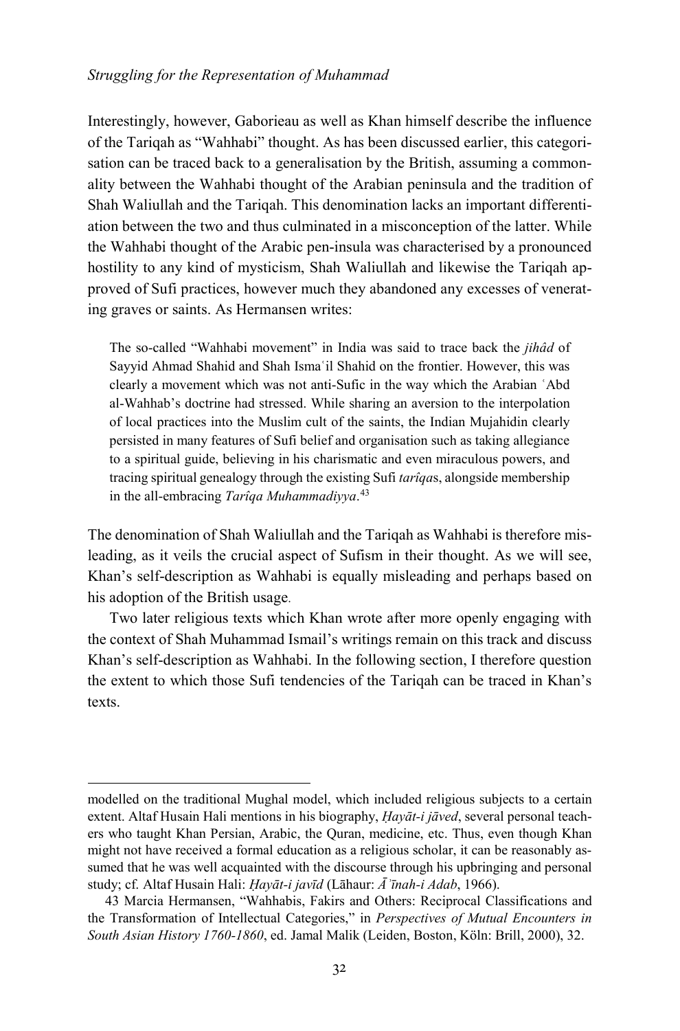Interestingly, however, Gaborieau as well as Khan himself describe the influence of the Tariqah as "Wahhabi" thought. As has been discussed earlier, this categorisation can be traced back to a generalisation by the British, assuming a commonality between the Wahhabi thought of the Arabian peninsula and the tradition of Shah Waliullah and the Tariqah. This denomination lacks an important differentiation between the two and thus culminated in a misconception of the latter. While the Wahhabi thought of the Arabic pen-insula was characterised by a pronounced hostility to any kind of mysticism, Shah Waliullah and likewise the Tariqah approved of Sufi practices, however much they abandoned any excesses of venerating graves or saints. As Hermansen writes:

> The so-called "Wahhabi movement" in India was said to trace back the *jihâd* of Sayyid Ahmad Shahid and Shah Ismaʿil Shahid on the frontier. However, this was clearly a movement which was not anti-Sufic in the way which the Arabian ʿAbd al-Wahhab's doctrine had stressed. While sharing an aversion to the interpolation of local practices into the Muslim cult of the saints, the Indian Mujahidin clearly persisted in many features of Sufi belief and organisation such as taking allegiance to a spiritual guide, believing in his charismatic and even miraculous powers, and tracing spiritual genealogy through the existing Sufi *tarîqa*s, alongside membership in the all-embracing *Tarîqa Muhammadiyya*.[43]

The denomination of Shah Waliullah and the Tariqah as Wahhabi is therefore misleading, as it veils the crucial aspect of Sufism in their thought. As we will see, Khan's self-description as Wahhabi is equally misleading and perhaps based on his adoption of the British usage.

Two later religious texts which Khan wrote after more openly engaging with the context of Shah Muhammad Ismail's writings remain on this track and discuss Khan's self-description as Wahhabi. In the following section, I therefore question the extent to which those Sufi tendencies of the Tariqah can be traced in Khan's texts.

---

modelled on the traditional Mughal model, which included religious subjects to a certain extent. Altaf Husain Hali mentions in his biography, *Ḥayāt-i jāved*, several personal teachers who taught Khan Persian, Arabic, the Quran, medicine, etc. Thus, even though Khan might not have received a formal education as a religious scholar, it can be reasonably assumed that he was well acquainted with the discourse through his upbringing and personal study; cf. Altaf Husain Hali: *Ḥayāt-i javīd* (Lāhaur: *Āʾīnah-i Adab*, 1966).

43 Marcia Hermansen, "Wahhabis, Fakirs and Others: Reciprocal Classifications and the Transformation of Intellectual Categories," in *Perspectives of Mutual Encounters in South Asian History 1760-1860*, ed. Jamal Malik (Leiden, Boston, Köln: Brill, 2000), 32.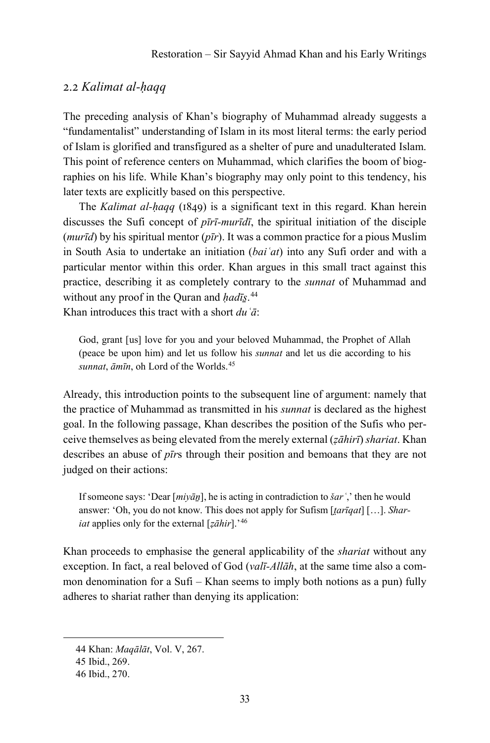## 2.2 *Kalimat al-ḥaqq*

The preceding analysis of Khan's biography of Muhammad already suggests a "fundamentalist" understanding of Islam in its most literal terms: the early period of Islam is glorified and transfigured as a shelter of pure and unadulterated Islam. This point of reference centers on Muhammad, which clarifies the boom of biographies on his life. While Khan's biography may only point to this tendency, his later texts are explicitly based on this perspective.

The *Kalimat al-ḥaqq* (1849) is a significant text in this regard. Khan herein discusses the Sufi concept of *pīrī-murīdī*, the spiritual initiation of the disciple (*murīd*) by his spiritual mentor (*pīr*). It was a common practice for a pious Muslim in South Asia to undertake an initiation (*baiʿat*) into any Sufi order and with a particular mentor within this order. Khan argues in this small tract against this practice, describing it as completely contrary to the *sunnat* of Muhammad and without any proof in the Quran and *ḥadīs̱*.[44]

Khan introduces this tract with a short *duʿā*:

> God, grant [us] love for you and your beloved Muhammad, the Prophet of Allah (peace be upon him) and let us follow his *sunnat* and let us die according to his *sunnat*, *āmīn*, oh Lord of the Worlds.[45]

Already, this introduction points to the subsequent line of argument: namely that the practice of Muhammad as transmitted in his *sunnat* is declared as the highest goal. In the following passage, Khan describes the position of the Sufis who perceive themselves as being elevated from the merely external (*ẓāhirī*) *shariat*. Khan describes an abuse of *pīr*s through their position and bemoans that they are not judged on their actions:

> If someone says: 'Dear [*miyāṉ*], he is acting in contradiction to *šarʿ*,' then he would answer: 'Oh, you do not know. This does not apply for Sufism [*ṭarīqat*] […]. *Shariat* applies only for the external [*ẓāhir*].'[46]

Khan proceeds to emphasise the general applicability of the *shariat* without any exception. In fact, a real beloved of God (*valī-Allāh*, at the same time also a common denomination for a Sufi – Khan seems to imply both notions as a pun) fully adheres to shariat rather than denying its application:

---

44 Khan: *Maqālāt*, Vol. V, 267.

45 Ibid., 269.

46 Ibid., 270.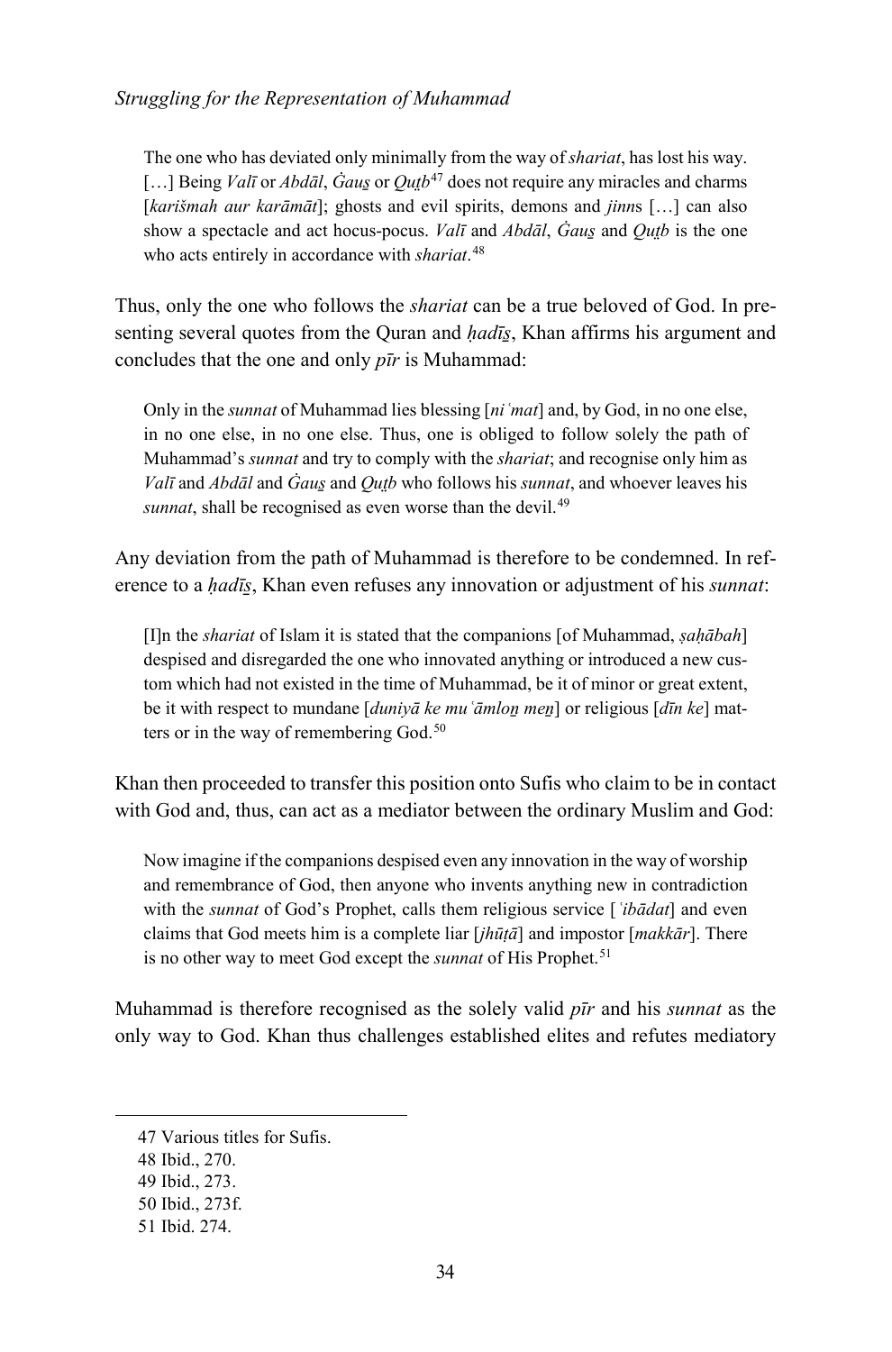> The one who has deviated only minimally from the way of *shariat*, has lost his way. […] Being *Valī* or *Abdāl*, *Ġauṡ* or *Quṭb*[47] does not require any miracles and charms [*karišmah aur karāmāt*]; ghosts and evil spirits, demons and *jinn*s […] can also show a spectacle and act hocus-pocus. *Valī* and *Abdāl*, *Ġauṡ* and *Quṭb* is the one who acts entirely in accordance with *shariat*.[48]

Thus, only the one who follows the *shariat* can be a true beloved of God. In presenting several quotes from the Quran and *ḥadīṡ*, Khan affirms his argument and concludes that the one and only *pīr* is Muhammad:

> Only in the *sunnat* of Muhammad lies blessing [*niʿmat*] and, by God, in no one else, in no one else, in no one else. Thus, one is obliged to follow solely the path of Muhammad's *sunnat* and try to comply with the *shariat*; and recognise only him as *Valī* and *Abdāl* and *Ġauṡ* and *Quṭb* who follows his *sunnat*, and whoever leaves his *sunnat*, shall be recognised as even worse than the devil.[49]

Any deviation from the path of Muhammad is therefore to be condemned. In reference to a *ḥadīṡ*, Khan even refuses any innovation or adjustment of his *sunnat*:

> [I]n the *shariat* of Islam it is stated that the companions [of Muhammad, *ṣaḥābah*] despised and disregarded the one who innovated anything or introduced a new custom which had not existed in the time of Muhammad, be it of minor or great extent, be it with respect to mundane [*duniyā ke muʿāmloṉ meṉ*] or religious [*dīn ke*] matters or in the way of remembering God.[50]

Khan then proceeded to transfer this position onto Sufis who claim to be in contact with God and, thus, can act as a mediator between the ordinary Muslim and God:

> Now imagine if the companions despised even any innovation in the way of worship and remembrance of God, then anyone who invents anything new in contradiction with the *sunnat* of God's Prophet, calls them religious service [*ʿibādat*] and even claims that God meets him is a complete liar [*jhūṭā*] and impostor [*makkār*]. There is no other way to meet God except the *sunnat* of His Prophet.[51]

Muhammad is therefore recognised as the solely valid *pīr* and his *sunnat* as the only way to God. Khan thus challenges established elites and refutes mediatory

47 Various titles for Sufis.

48 Ibid., 270.

49 Ibid., 273.

50 Ibid., 273f.

51 Ibid. 274.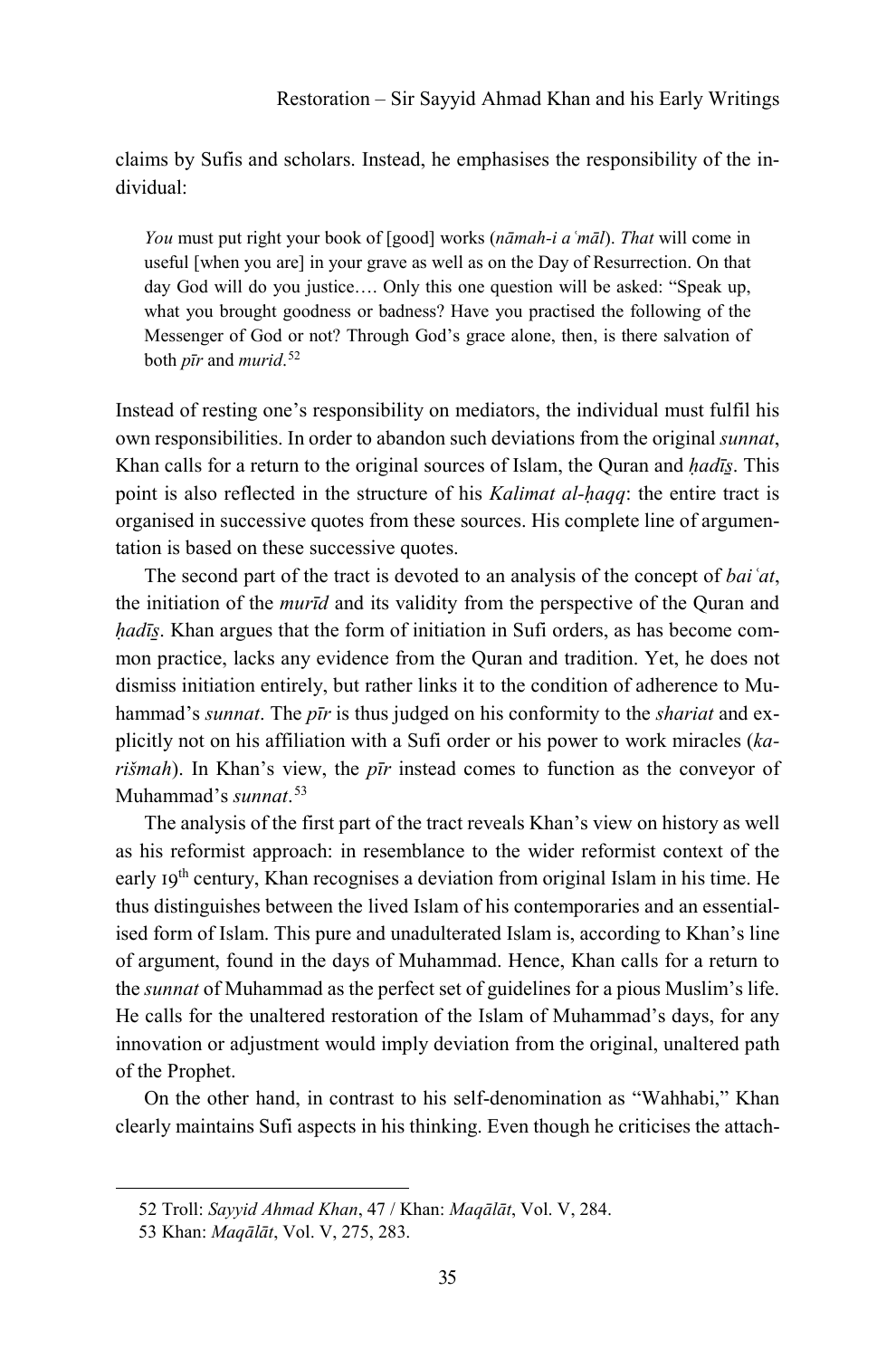claims by Sufis and scholars. Instead, he emphasises the responsibility of the individual:

> *You* must put right your book of [good] works (*nāmah-i aʿmāl*). *That* will come in useful [when you are] in your grave as well as on the Day of Resurrection. On that day God will do you justice…. Only this one question will be asked: "Speak up, what you brought goodness or badness? Have you practised the following of the Messenger of God or not? Through God's grace alone, then, is there salvation of both *pīr* and *murid*.[52]

Instead of resting one's responsibility on mediators, the individual must fulfil his own responsibilities. In order to abandon such deviations from the original *sunnat*, Khan calls for a return to the original sources of Islam, the Quran and *ḥadīṣ*. This point is also reflected in the structure of his *Kalimat al-ḥaqq*: the entire tract is organised in successive quotes from these sources. His complete line of argumentation is based on these successive quotes.

The second part of the tract is devoted to an analysis of the concept of *baiʿat*, the initiation of the *murīd* and its validity from the perspective of the Quran and *ḥadīṣ*. Khan argues that the form of initiation in Sufi orders, as has become common practice, lacks any evidence from the Quran and tradition. Yet, he does not dismiss initiation entirely, but rather links it to the condition of adherence to Muhammad's *sunnat*. The *pīr* is thus judged on his conformity to the *shariat* and explicitly not on his affiliation with a Sufi order or his power to work miracles (*karišmah*). In Khan's view, the *pīr* instead comes to function as the conveyor of Muhammad's *sunnat*.[53]

The analysis of the first part of the tract reveals Khan's view on history as well as his reformist approach: in resemblance to the wider reformist context of the early 19th century, Khan recognises a deviation from original Islam in his time. He thus distinguishes between the lived Islam of his contemporaries and an essentialised form of Islam. This pure and unadulterated Islam is, according to Khan's line of argument, found in the days of Muhammad. Hence, Khan calls for a return to the *sunnat* of Muhammad as the perfect set of guidelines for a pious Muslim's life. He calls for the unaltered restoration of the Islam of Muhammad's days, for any innovation or adjustment would imply deviation from the original, unaltered path of the Prophet.

On the other hand, in contrast to his self-denomination as "Wahhabi," Khan clearly maintains Sufi aspects in his thinking. Even though he criticises the attach-

---

52 Troll: *Sayyid Ahmad Khan*, 47 / Khan: *Maqālāt*, Vol. V, 284.

53 Khan: *Maqālāt*, Vol. V, 275, 283.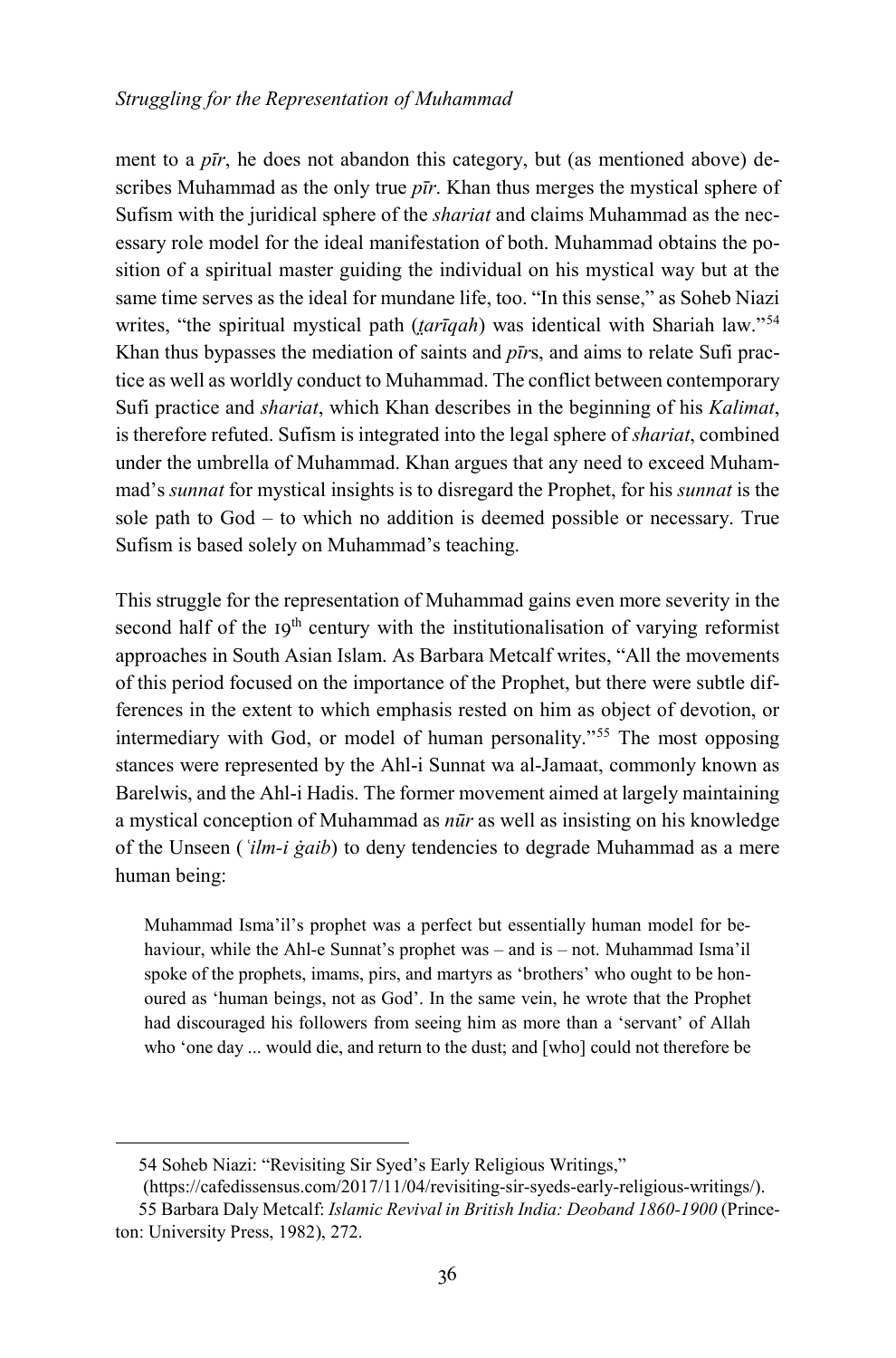ment to a *pīr*, he does not abandon this category, but (as mentioned above) describes Muhammad as the only true *pīr*. Khan thus merges the mystical sphere of Sufism with the juridical sphere of the *shariat* and claims Muhammad as the necessary role model for the ideal manifestation of both. Muhammad obtains the position of a spiritual master guiding the individual on his mystical way but at the same time serves as the ideal for mundane life, too. "In this sense," as Soheb Niazi writes, "the spiritual mystical path (*ṭarīqah*) was identical with Shariah law."[54] Khan thus bypasses the mediation of saints and *pīr*s, and aims to relate Sufi practice as well as worldly conduct to Muhammad. The conflict between contemporary Sufi practice and *shariat*, which Khan describes in the beginning of his *Kalimat*, is therefore refuted. Sufism is integrated into the legal sphere of *shariat*, combined under the umbrella of Muhammad. Khan argues that any need to exceed Muhammad's *sunnat* for mystical insights is to disregard the Prophet, for his *sunnat* is the sole path to God – to which no addition is deemed possible or necessary. True Sufism is based solely on Muhammad's teaching.

This struggle for the representation of Muhammad gains even more severity in the second half of the 19th century with the institutionalisation of varying reformist approaches in South Asian Islam. As Barbara Metcalf writes, "All the movements of this period focused on the importance of the Prophet, but there were subtle differences in the extent to which emphasis rested on him as object of devotion, or intermediary with God, or model of human personality."[55] The most opposing stances were represented by the Ahl-i Sunnat wa al-Jamaat, commonly known as Barelwis, and the Ahl-i Hadis. The former movement aimed at largely maintaining a mystical conception of Muhammad as *nūr* as well as insisting on his knowledge of the Unseen (*ʿilm-i ġaib*) to deny tendencies to degrade Muhammad as a mere human being:

> Muhammad Isma'il's prophet was a perfect but essentially human model for behaviour, while the Ahl-e Sunnat's prophet was – and is – not. Muhammad Isma'il spoke of the prophets, imams, pirs, and martyrs as 'brothers' who ought to be honoured as 'human beings, not as God'. In the same vein, he wrote that the Prophet had discouraged his followers from seeing him as more than a 'servant' of Allah who 'one day ... would die, and return to the dust; and [who] could not therefore be

---

54 Soheb Niazi: "Revisiting Sir Syed's Early Religious Writings," (https://cafedissensus.com/2017/11/04/revisiting-sir-syeds-early-religious-writings/).

55 Barbara Daly Metcalf: *Islamic Revival in British India: Deoband 1860-1900* (Princeton: University Press, 1982), 272.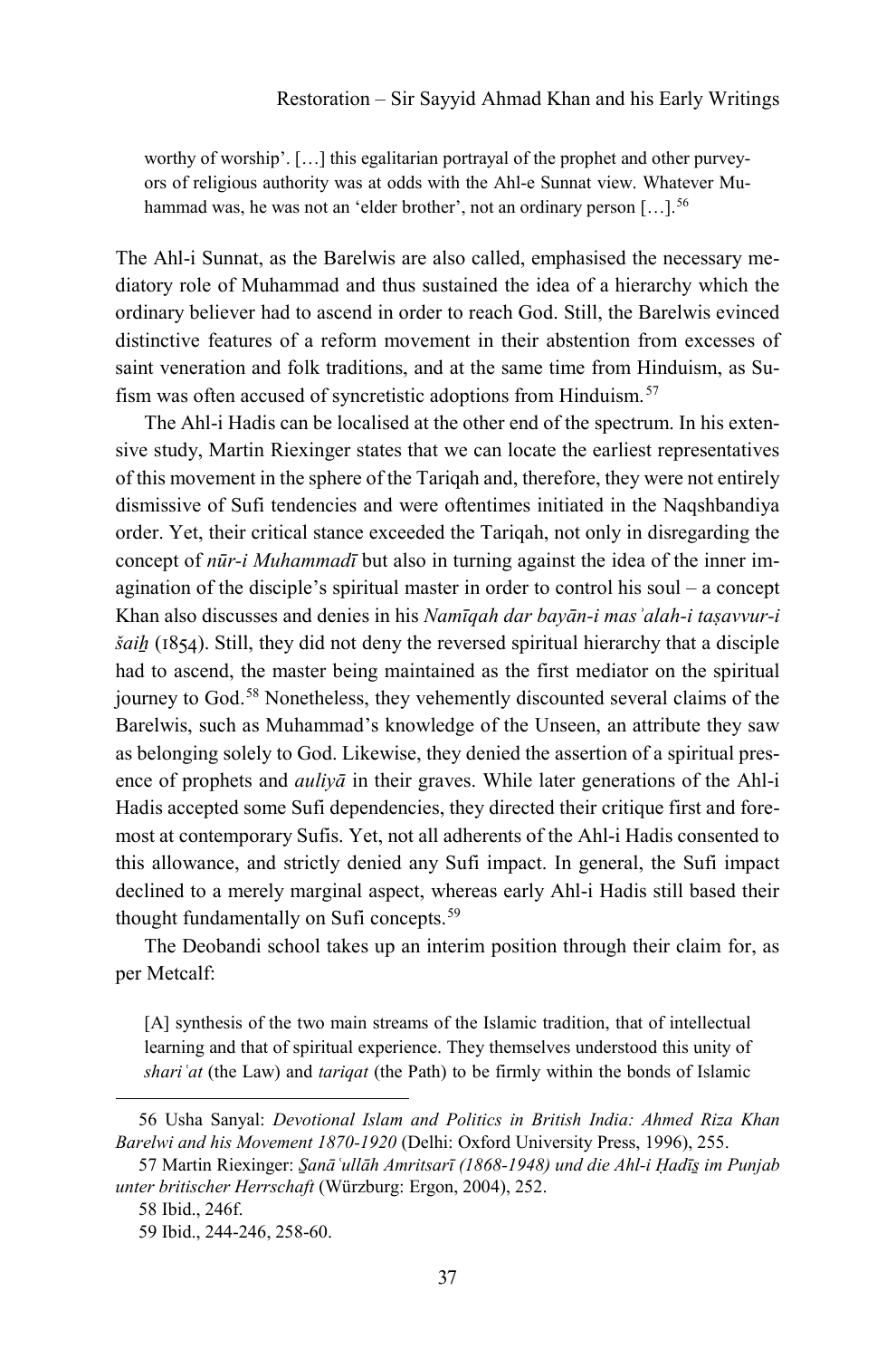> worthy of worship'. […] this egalitarian portrayal of the prophet and other purveyors of religious authority was at odds with the Ahl-e Sunnat view. Whatever Muhammad was, he was not an 'elder brother', not an ordinary person […].[56]

The Ahl-i Sunnat, as the Barelwis are also called, emphasised the necessary mediatory role of Muhammad and thus sustained the idea of a hierarchy which the ordinary believer had to ascend in order to reach God. Still, the Barelwis evinced distinctive features of a reform movement in their abstention from excesses of saint veneration and folk traditions, and at the same time from Hinduism, as Sufism was often accused of syncretistic adoptions from Hinduism.[57]

The Ahl-i Hadis can be localised at the other end of the spectrum. In his extensive study, Martin Riexinger states that we can locate the earliest representatives of this movement in the sphere of the Tariqah and, therefore, they were not entirely dismissive of Sufi tendencies and were oftentimes initiated in the Naqshbandiya order. Yet, their critical stance exceeded the Tariqah, not only in disregarding the concept of *nūr-i Muhammadī* but also in turning against the idea of the inner imagination of the disciple's spiritual master in order to control his soul – a concept Khan also discusses and denies in his *Namīqah dar bayān-i masʾalah-i taṣavvur-i šaiḫ* (1854). Still, they did not deny the reversed spiritual hierarchy that a disciple had to ascend, the master being maintained as the first mediator on the spiritual journey to God.[58] Nonetheless, they vehemently discounted several claims of the Barelwis, such as Muhammad's knowledge of the Unseen, an attribute they saw as belonging solely to God. Likewise, they denied the assertion of a spiritual presence of prophets and *auliyā* in their graves. While later generations of the Ahl-i Hadis accepted some Sufi dependencies, they directed their critique first and foremost at contemporary Sufis. Yet, not all adherents of the Ahl-i Hadis consented to this allowance, and strictly denied any Sufi impact. In general, the Sufi impact declined to a merely marginal aspect, whereas early Ahl-i Hadis still based their thought fundamentally on Sufi concepts.[59]

The Deobandi school takes up an interim position through their claim for, as per Metcalf:

> [A] synthesis of the two main streams of the Islamic tradition, that of intellectual learning and that of spiritual experience. They themselves understood this unity of *shariʿat* (the Law) and *tariqat* (the Path) to be firmly within the bonds of Islamic

---

56 Usha Sanyal: *Devotional Islam and Politics in British India: Ahmed Riza Khan Barelwi and his Movement 1870-1920* (Delhi: Oxford University Press, 1996), 255.

57 Martin Riexinger: *Ṯanāʾullāh Amritsarī (1868-1948) und die Ahl-i Ḥadīṯ im Punjab unter britischer Herrschaft* (Würzburg: Ergon, 2004), 252.

58 Ibid., 246f.

59 Ibid., 244-246, 258-60.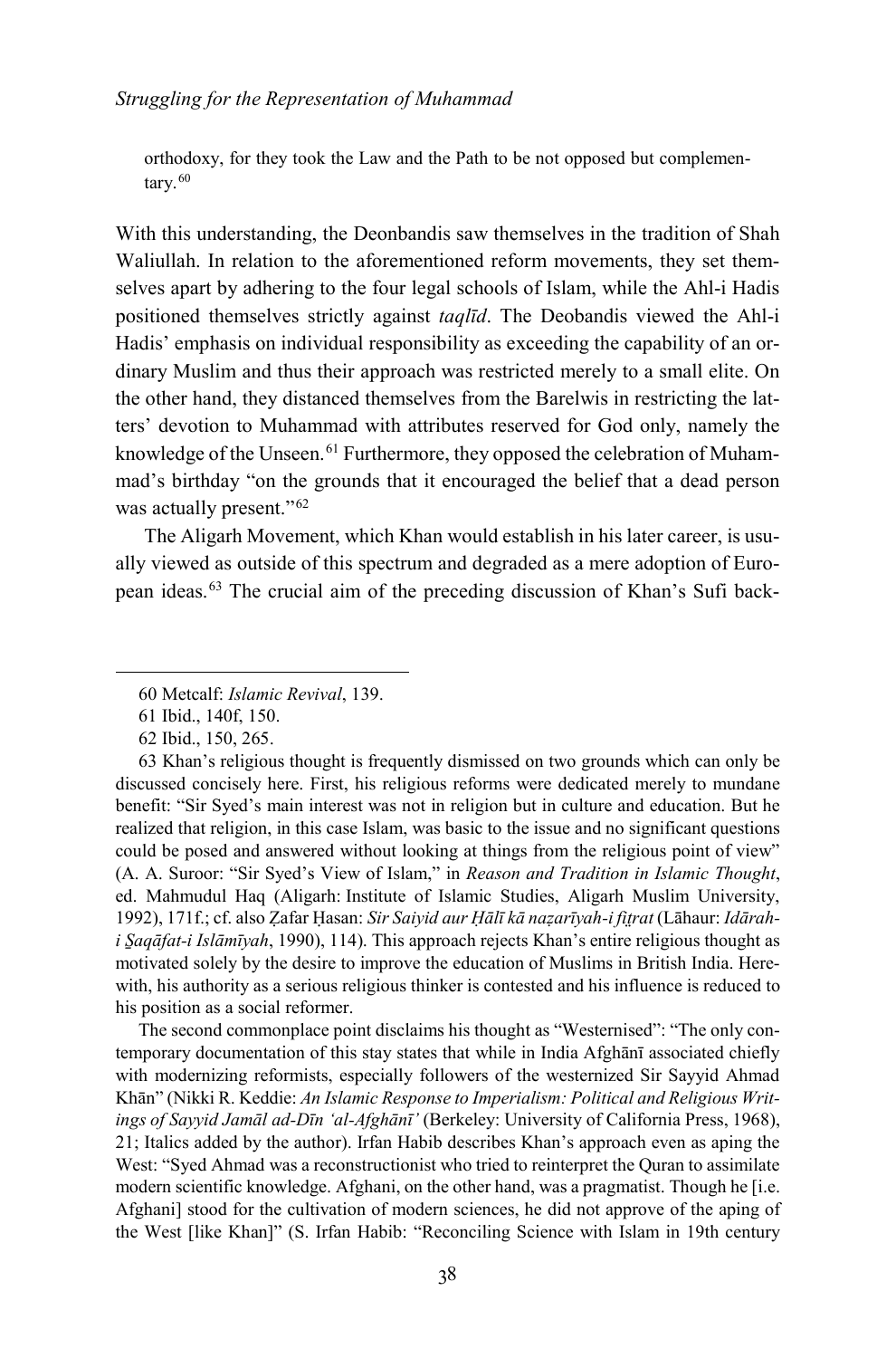orthodoxy, for they took the Law and the Path to be not opposed but complementary.[60]

With this understanding, the Deonbandis saw themselves in the tradition of Shah Waliullah. In relation to the aforementioned reform movements, they set themselves apart by adhering to the four legal schools of Islam, while the Ahl-i Hadis positioned themselves strictly against *taqlīd*. The Deobandis viewed the Ahl-i Hadis' emphasis on individual responsibility as exceeding the capability of an ordinary Muslim and thus their approach was restricted merely to a small elite. On the other hand, they distanced themselves from the Barelwis in restricting the latters' devotion to Muhammad with attributes reserved for God only, namely the knowledge of the Unseen.[61] Furthermore, they opposed the celebration of Muhammad's birthday "on the grounds that it encouraged the belief that a dead person was actually present."[62]

The Aligarh Movement, which Khan would establish in his later career, is usually viewed as outside of this spectrum and degraded as a mere adoption of European ideas.[63] The crucial aim of the preceding discussion of Khan's Sufi back-

---

60 Metcalf: *Islamic Revival*, 139.

61 Ibid., 140f, 150.

62 Ibid., 150, 265.

63 Khan's religious thought is frequently dismissed on two grounds which can only be discussed concisely here. First, his religious reforms were dedicated merely to mundane benefit: "Sir Syed's main interest was not in religion but in culture and education. But he realized that religion, in this case Islam, was basic to the issue and no significant questions could be posed and answered without looking at things from the religious point of view" (A. A. Suroor: "Sir Syed's View of Islam," in *Reason and Tradition in Islamic Thought*, ed. Mahmudul Haq (Aligarh: Institute of Islamic Studies, Aligarh Muslim University, 1992), 171f.; cf. also Ẓafar Ḥasan: *Sir Saiyid aur Ḥālī kā naẓarīyah-i fiṭrat* (Lāhaur: *Idārah-i Ṣaqāfat-i Islāmīyah*, 1990), 114). This approach rejects Khan's entire religious thought as motivated solely by the desire to improve the education of Muslims in British India. Herewith, his authority as a serious religious thinker is contested and his influence is reduced to his position as a social reformer.

The second commonplace point disclaims his thought as "Westernised": "The only contemporary documentation of this stay states that while in India Afghānī associated chiefly with modernizing reformists, especially followers of the *westernized* Sir Sayyid Ahmad Khān" (Nikki R. Keddie: *An Islamic Response to Imperialism: Political and Religious Writings of Sayyid Jamāl ad-Dīn 'al-Afghānī'* (Berkeley: University of California Press, 1968), 21; Italics added by the author). Irfan Habib describes Khan's approach even as aping the West: "Syed Ahmad was a reconstructionist who tried to reinterpret the Quran to assimilate modern scientific knowledge. Afghani, on the other hand, was a pragmatist. Though he [i.e. Afghani] stood for the cultivation of modern sciences, he did not approve of the aping of the West [like Khan]" (S. Irfan Habib: "Reconciling Science with Islam in 19th century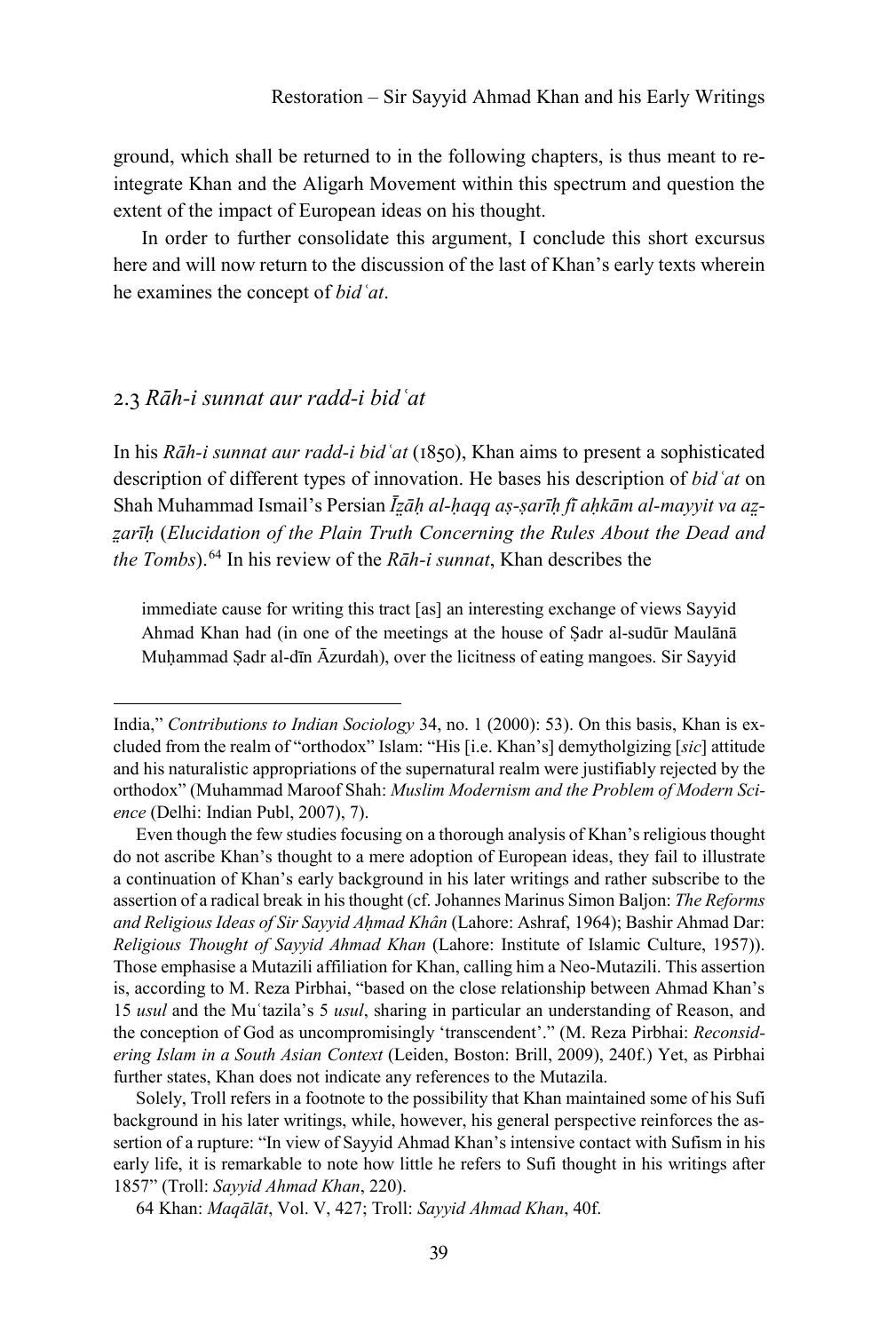ground, which shall be returned to in the following chapters, is thus meant to re-integrate Khan and the Aligarh Movement within this spectrum and question the extent of the impact of European ideas on his thought.

In order to further consolidate this argument, I conclude this short excursus here and will now return to the discussion of the last of Khan's early texts wherein he examines the concept of *bidʿat*.

## 2.3 *Rāh-i sunnat aur radd-i bidʿat*

In his *Rāh-i sunnat aur radd-i bidʿat* (1850), Khan aims to present a sophisticated description of different types of innovation. He bases his description of *bidʿat* on Shah Muhammad Ismail's Persian *Īẕāḥ al-ḥaqq aṣ-ṣarīḥ fī aḥkām al-mayyit va aẕ-ẕarīḥ* (*Elucidation of the Plain Truth Concerning the Rules About the Dead and the Tombs*).[64] In his review of the *Rāh-i sunnat*, Khan describes the

> immediate cause for writing this tract [as] an interesting exchange of views Sayyid Ahmad Khan had (in one of the meetings at the house of Ṣadr al-sudūr Maulānā Muḥammad Ṣadr al-dīn Āzurdah), over the licitness of eating mangoes. Sir Sayyid

---

India," *Contributions to Indian Sociology* 34, no. 1 (2000): 53). On this basis, Khan is excluded from the realm of "orthodox" Islam: "His [i.e. Khan's] demytholgizing [*sic*] attitude and his naturalistic appropriations of the supernatural realm were justifiably rejected by the orthodox" (Muhammad Maroof Shah: *Muslim Modernism and the Problem of Modern Science* (Delhi: Indian Publ, 2007), 7).

Even though the few studies focusing on a thorough analysis of Khan's religious thought do not ascribe Khan's thought to a mere adoption of European ideas, they fail to illustrate a continuation of Khan's early background in his later writings and rather subscribe to the assertion of a radical break in his thought (cf. Johannes Marinus Simon Baljon: *The Reforms and Religious Ideas of Sir Sayyid Aḥmad Khân* (Lahore: Ashraf, 1964); Bashir Ahmad Dar: *Religious Thought of Sayyid Ahmad Khan* (Lahore: Institute of Islamic Culture, 1957)). Those emphasise a Mutazili affiliation for Khan, calling him a Neo-Mutazili. This assertion is, according to M. Reza Pirbhai, "based on the close relationship between Ahmad Khan's 15 *usul* and the Muʿtazila's 5 *usul*, sharing in particular an understanding of Reason, and the conception of God as uncompromisingly 'transcendent'." (M. Reza Pirbhai: *Reconsidering Islam in a South Asian Context* (Leiden, Boston: Brill, 2009), 240f.) Yet, as Pirbhai further states, Khan does not indicate any references to the Mutazila.

Solely, Troll refers in a footnote to the possibility that Khan maintained some of his Sufi background in his later writings, while, however, his general perspective reinforces the assertion of a rupture: "In view of Sayyid Ahmad Khan's intensive contact with Sufism in his early life, it is remarkable to note how little he refers to Sufi thought in his writings after 1857" (Troll: *Sayyid Ahmad Khan*, 220).

64 Khan: *Maqālāt*, Vol. V, 427; Troll: *Sayyid Ahmad Khan*, 40f.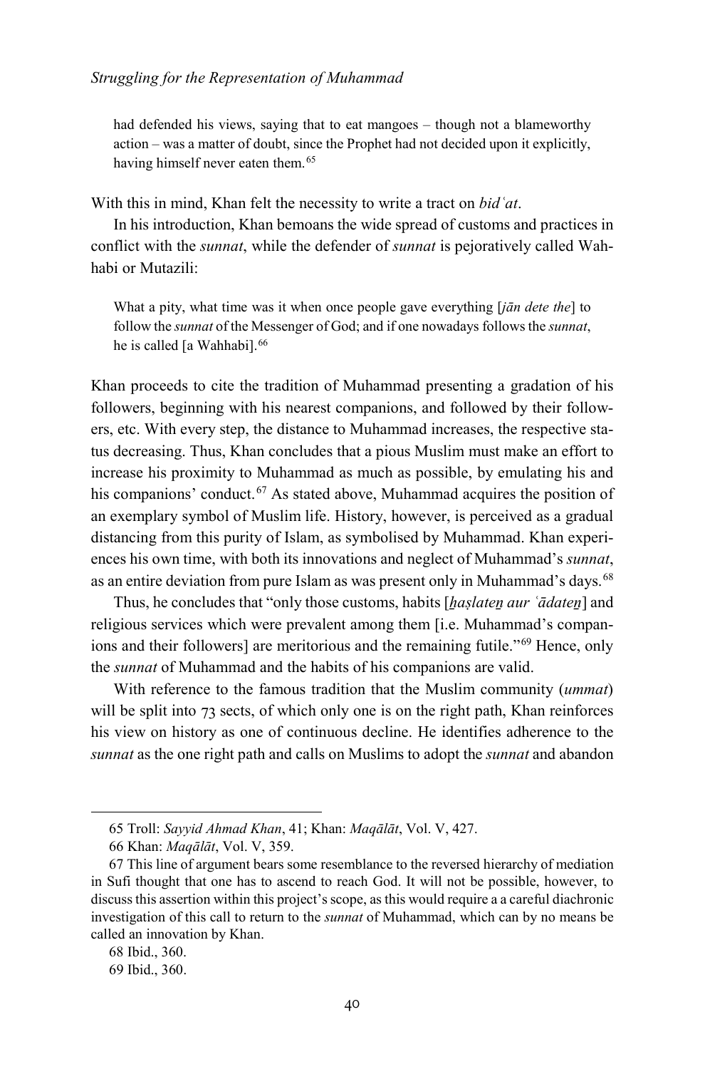had defended his views, saying that to eat mangoes – though not a blameworthy action – was a matter of doubt, since the Prophet had not decided upon it explicitly, having himself never eaten them.[65]

With this in mind, Khan felt the necessity to write a tract on *bidʿat*.

In his introduction, Khan bemoans the wide spread of customs and practices in conflict with the *sunnat*, while the defender of *sunnat* is pejoratively called Wahhabi or Mutazili:

> What a pity, what time was it when once people gave everything [*jān dete the*] to follow the *sunnat* of the Messenger of God; and if one nowadays follows the *sunnat*, he is called [a Wahhabi].[66]

Khan proceeds to cite the tradition of Muhammad presenting a gradation of his followers, beginning with his nearest companions, and followed by their followers, etc. With every step, the distance to Muhammad increases, the respective status decreasing. Thus, Khan concludes that a pious Muslim must make an effort to increase his proximity to Muhammad as much as possible, by emulating his and his companions' conduct.[67] As stated above, Muhammad acquires the position of an exemplary symbol of Muslim life. History, however, is perceived as a gradual distancing from this purity of Islam, as symbolised by Muhammad. Khan experiences his own time, with both its innovations and neglect of Muhammad's *sunnat*, as an entire deviation from pure Islam as was present only in Muhammad's days.[68]

Thus, he concludes that "only those customs, habits [*ḫaṣlateṉ aur ʿādateṉ*] and religious services which were prevalent among them [i.e. Muhammad's companions and their followers] are meritorious and the remaining futile."[69] Hence, only the *sunnat* of Muhammad and the habits of his companions are valid.

With reference to the famous tradition that the Muslim community (*ummat*) will be split into 73 sects, of which only one is on the right path, Khan reinforces his view on history as one of continuous decline. He identifies adherence to the *sunnat* as the one right path and calls on Muslims to adopt the *sunnat* and abandon

---

65 Troll: *Sayyid Ahmad Khan*, 41; Khan: *Maqālāt*, Vol. V, 427.

66 Khan: *Maqālāt*, Vol. V, 359.

67 This line of argument bears some resemblance to the reversed hierarchy of mediation in Sufi thought that one has to ascend to reach God. It will not be possible, however, to discuss this assertion within this project's scope, as this would require a a careful diachronic investigation of this call to return to the *sunnat* of Muhammad, which can by no means be called an innovation by Khan.

68 Ibid., 360.

69 Ibid., 360.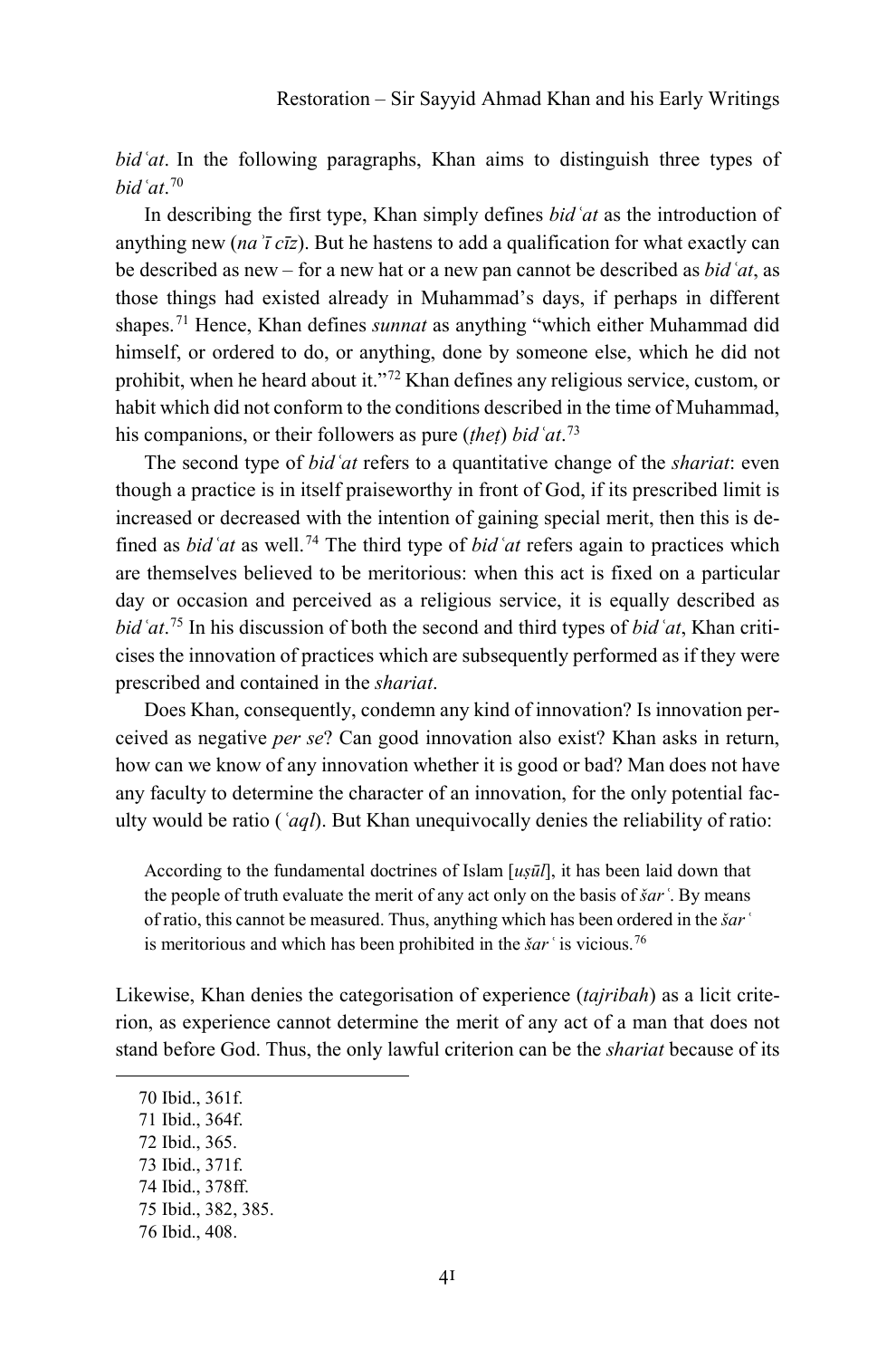*bidʿat*. In the following paragraphs, Khan aims to distinguish three types of *bidʿat*.[70]

In describing the first type, Khan simply defines *bidʿat* as the introduction of anything new (*naʾī cīz*). But he hastens to add a qualification for what exactly can be described as new – for a new hat or a new pan cannot be described as *bidʿat*, as those things had existed already in Muhammad's days, if perhaps in different shapes.[71] Hence, Khan defines *sunnat* as anything "which either Muhammad did himself, or ordered to do, or anything, done by someone else, which he did not prohibit, when he heard about it."[72] Khan defines any religious service, custom, or habit which did not conform to the conditions described in the time of Muhammad, his companions, or their followers as pure (*theṭ*) *bidʿat*.[73]

The second type of *bidʿat* refers to a quantitative change of the *shariat*: even though a practice is in itself praiseworthy in front of God, if its prescribed limit is increased or decreased with the intention of gaining special merit, then this is defined as *bidʿat* as well.[74] The third type of *bidʿat* refers again to practices which are themselves believed to be meritorious: when this act is fixed on a particular day or occasion and perceived as a religious service, it is equally described as *bidʿat*.[75] In his discussion of both the second and third types of *bidʿat*, Khan criticises the innovation of practices which are subsequently performed as if they were prescribed and contained in the *shariat*.

Does Khan, consequently, condemn any kind of innovation? Is innovation perceived as negative *per se*? Can good innovation also exist? Khan asks in return, how can we know of any innovation whether it is good or bad? Man does not have any faculty to determine the character of an innovation, for the only potential faculty would be ratio (*ʿaql*). But Khan unequivocally denies the reliability of ratio:

> According to the fundamental doctrines of Islam [*uṣūl*], it has been laid down that the people of truth evaluate the merit of any act only on the basis of *šarʿ*. By means of ratio, this cannot be measured. Thus, anything which has been ordered in the *šarʿ* is meritorious and which has been prohibited in the *šarʿ* is vicious.[76]

Likewise, Khan denies the categorisation of experience (*tajribah*) as a licit criterion, as experience cannot determine the merit of any act of a man that does not stand before God. Thus, the only lawful criterion can be the *shariat* because of its

---

70 Ibid., 361f.

71 Ibid., 364f.

72 Ibid., 365.

73 Ibid., 371f.

74 Ibid., 378ff.

75 Ibid., 382, 385.

76 Ibid., 408.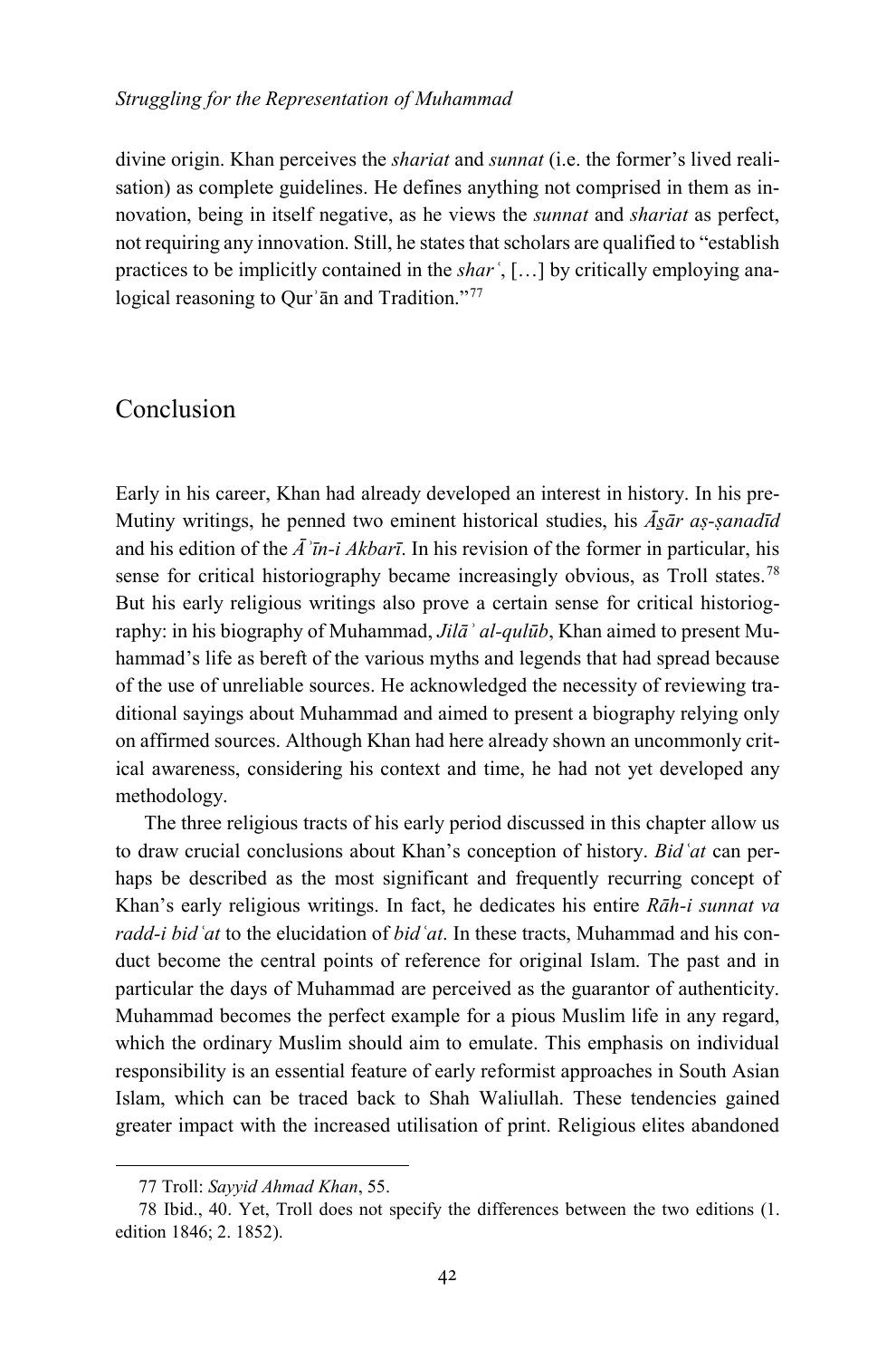divine origin. Khan perceives the *shariat* and *sunnat* (i.e. the former's lived realisation) as complete guidelines. He defines anything not comprised in them as innovation, being in itself negative, as he views the *sunnat* and *shariat* as perfect, not requiring any innovation. Still, he states that scholars are qualified to "establish practices to be implicitly contained in the *sharʿ*, […] by critically employing analogical reasoning to Qurʾān and Tradition."[77]

## Conclusion

Early in his career, Khan had already developed an interest in history. In his pre-Mutiny writings, he penned two eminent historical studies, his *Ās̱ār aṣ-ṣanadīd* and his edition of the *Āʾīn-i Akbarī*. In his revision of the former in particular, his sense for critical historiography became increasingly obvious, as Troll states.[78] But his early religious writings also prove a certain sense for critical historiography: in his biography of Muhammad, *Jilāʾ al-qulūb*, Khan aimed to present Muhammad's life as bereft of the various myths and legends that had spread because of the use of unreliable sources. He acknowledged the necessity of reviewing traditional sayings about Muhammad and aimed to present a biography relying only on affirmed sources. Although Khan had here already shown an uncommonly critical awareness, considering his context and time, he had not yet developed any methodology.

The three religious tracts of his early period discussed in this chapter allow us to draw crucial conclusions about Khan's conception of history. *Bidʿat* can perhaps be described as the most significant and frequently recurring concept of Khan's early religious writings. In fact, he dedicates his entire *Rāh-i sunnat va radd-i bidʿat* to the elucidation of *bidʿat*. In these tracts, Muhammad and his conduct become the central points of reference for original Islam. The past and in particular the days of Muhammad are perceived as the guarantor of authenticity. Muhammad becomes the perfect example for a pious Muslim life in any regard, which the ordinary Muslim should aim to emulate. This emphasis on individual responsibility is an essential feature of early reformist approaches in South Asian Islam, which can be traced back to Shah Waliullah. These tendencies gained greater impact with the increased utilisation of print. Religious elites abandoned

---

77 Troll: *Sayyid Ahmad Khan*, 55.

78 Ibid., 40. Yet, Troll does not specify the differences between the two editions (1. edition 1846; 2. 1852).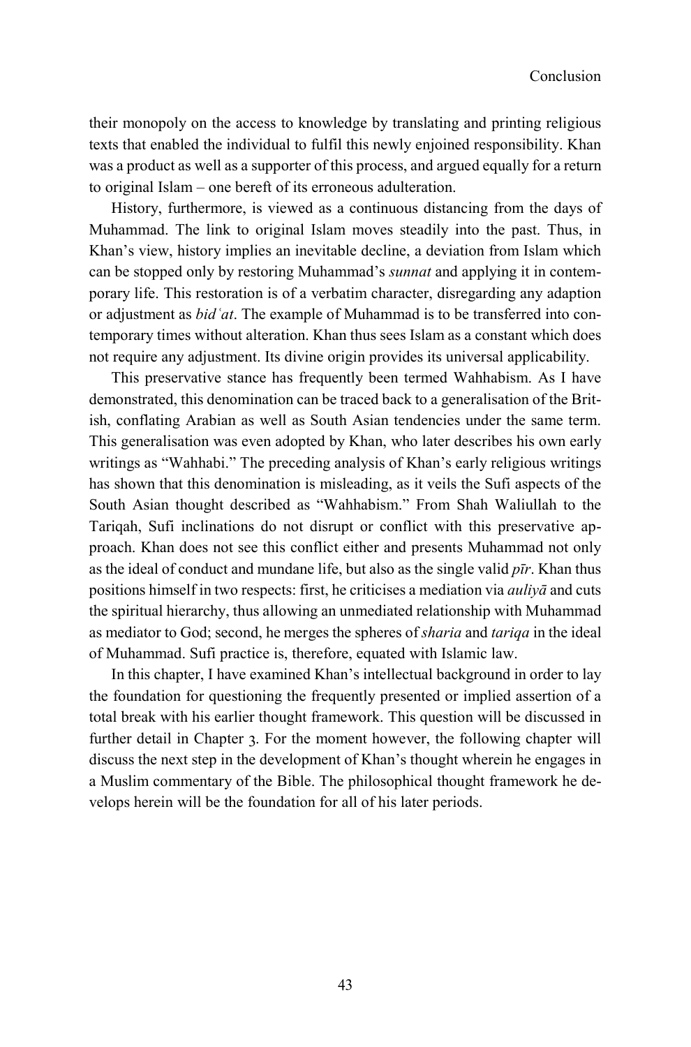their monopoly on the access to knowledge by translating and printing religious texts that enabled the individual to fulfil this newly enjoined responsibility. Khan was a product as well as a supporter of this process, and argued equally for a return to original Islam – one bereft of its erroneous adulteration.

History, furthermore, is viewed as a continuous distancing from the days of Muhammad. The link to original Islam moves steadily into the past. Thus, in Khan's view, history implies an inevitable decline, a deviation from Islam which can be stopped only by restoring Muhammad's *sunnat* and applying it in contemporary life. This restoration is of a verbatim character, disregarding any adaption or adjustment as *bidʿat*. The example of Muhammad is to be transferred into contemporary times without alteration. Khan thus sees Islam as a constant which does not require any adjustment. Its divine origin provides its universal applicability.

This preservative stance has frequently been termed Wahhabism. As I have demonstrated, this denomination can be traced back to a generalisation of the British, conflating Arabian as well as South Asian tendencies under the same term. This generalisation was even adopted by Khan, who later describes his own early writings as "Wahhabi." The preceding analysis of Khan's early religious writings has shown that this denomination is misleading, as it veils the Sufi aspects of the South Asian thought described as "Wahhabism." From Shah Waliullah to the Tariqah, Sufi inclinations do not disrupt or conflict with this preservative approach. Khan does not see this conflict either and presents Muhammad not only as the ideal of conduct and mundane life, but also as the single valid *pīr*. Khan thus positions himself in two respects: first, he criticises a mediation via *auliyā* and cuts the spiritual hierarchy, thus allowing an unmediated relationship with Muhammad as mediator to God; second, he merges the spheres of *sharia* and *tariqa* in the ideal of Muhammad. Sufi practice is, therefore, equated with Islamic law.

In this chapter, I have examined Khan's intellectual background in order to lay the foundation for questioning the frequently presented or implied assertion of a total break with his earlier thought framework. This question will be discussed in further detail in Chapter 3. For the moment however, the following chapter will discuss the next step in the development of Khan's thought wherein he engages in a Muslim commentary of the Bible. The philosophical thought framework he develops herein will be the foundation for all of his later periods.